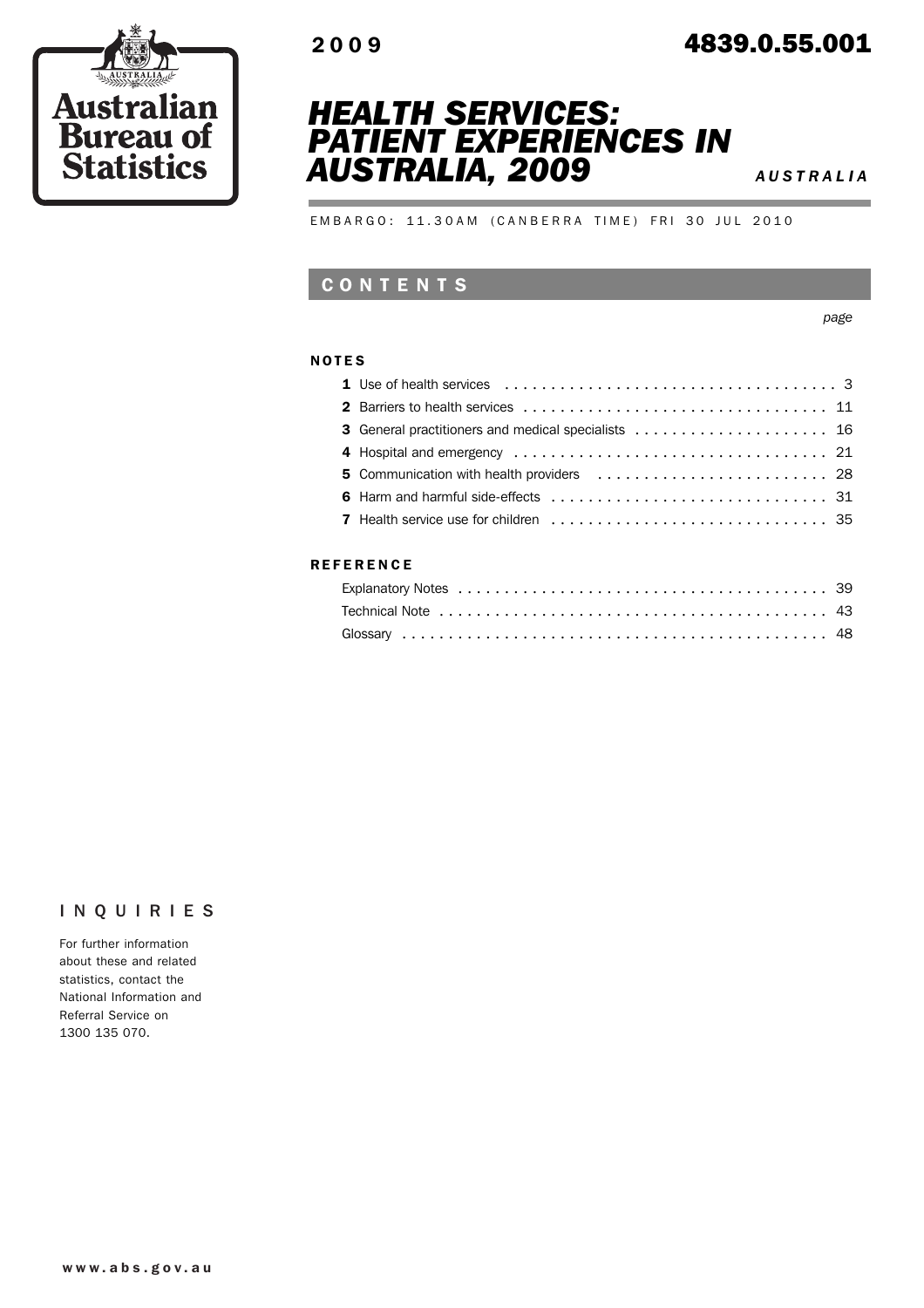Australian Bureau of Statistics

**2009** **4839.0.55.001**

# HEALTH SERVICES: PATIENT EXPERIENCES IN AUSTRALIA, 2009

*AUSTRALIA*

EMBARGO: 11.30AM (CANBERRA TIME) FRI 30 JUL 2010

## CONTENTS

*page*

**NOTES**

| | page |
|---|---|
| **1** Use of health services | 3 |
| **2** Barriers to health services | 11 |
| **3** General practitioners and medical specialists | 16 |
| **4** Hospital and emergency | 21 |
| **5** Communication with health providers | 28 |
| **6** Harm and harmful side-effects | 31 |
| **7** Health service use for children | 35 |

**REFERENCE**

| | page |
|---|---|
| Explanatory Notes | 39 |
| Technical Note | 43 |
| Glossary | 48 |

**INQUIRIES**

For further information about these and related statistics, contact the National Information and Referral Service on 1300 135 070.

www.abs.gov.au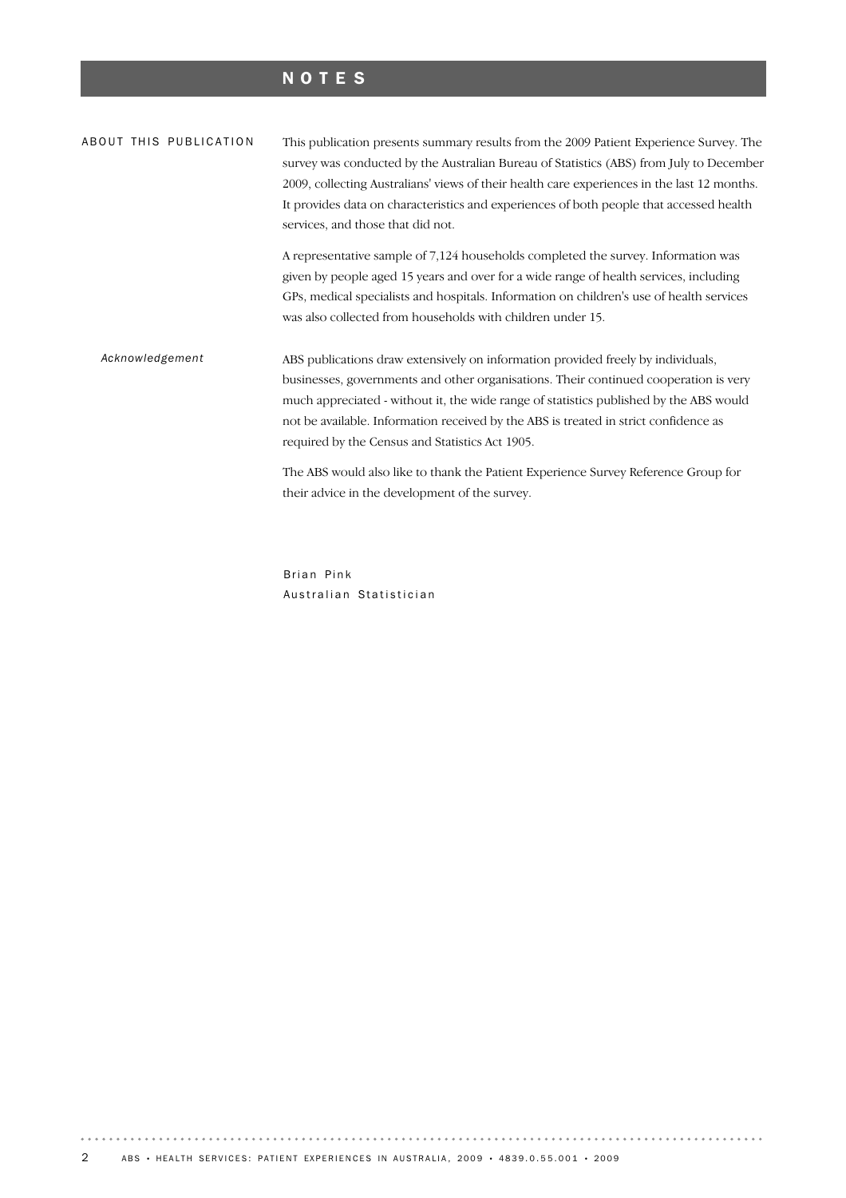# NOTES

## ABOUT THIS PUBLICATION

This publication presents summary results from the 2009 Patient Experience Survey. The survey was conducted by the Australian Bureau of Statistics (ABS) from July to December 2009, collecting Australians' views of their health care experiences in the last 12 months. It provides data on characteristics and experiences of both people that accessed health services, and those that did not.

A representative sample of 7,124 households completed the survey. Information was given by people aged 15 years and over for a wide range of health services, including GPs, medical specialists and hospitals. Information on children's use of health services was also collected from households with children under 15.

### *Acknowledgement*

ABS publications draw extensively on information provided freely by individuals, businesses, governments and other organisations. Their continued cooperation is very much appreciated - without it, the wide range of statistics published by the ABS would not be available. Information received by the ABS is treated in strict confidence as required by the Census and Statistics Act 1905.

The ABS would also like to thank the Patient Experience Survey Reference Group for their advice in the development of the survey.

Brian Pink
Australian Statistician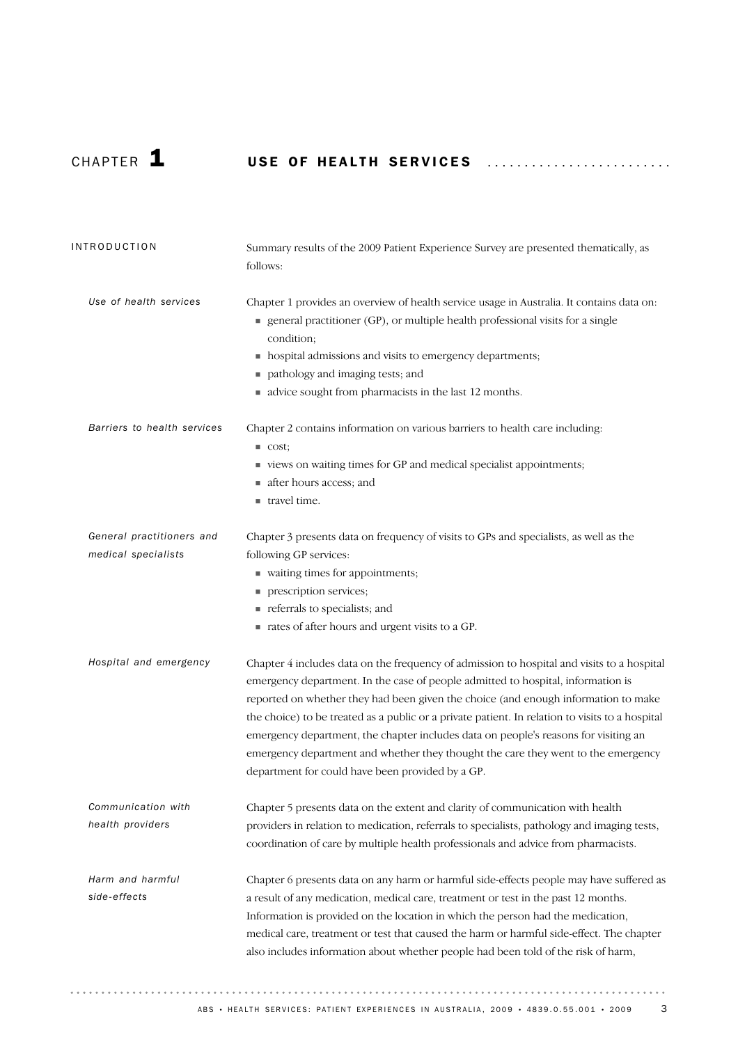# CHAPTER 1 USE OF HEALTH SERVICES

## INTRODUCTION

Summary results of the 2009 Patient Experience Survey are presented thematically, as follows:

*Use of health services*

Chapter 1 provides an overview of health service usage in Australia. It contains data on:

- general practitioner (GP), or multiple health professional visits for a single condition;
- hospital admissions and visits to emergency departments;
- pathology and imaging tests; and
- advice sought from pharmacists in the last 12 months.

*Barriers to health services*

Chapter 2 contains information on various barriers to health care including:

- cost;
- views on waiting times for GP and medical specialist appointments;
- after hours access; and
- travel time.

*General practitioners and medical specialists*

Chapter 3 presents data on frequency of visits to GPs and specialists, as well as the following GP services:

- waiting times for appointments;
- prescription services;
- referrals to specialists; and
- rates of after hours and urgent visits to a GP.

*Hospital and emergency*

Chapter 4 includes data on the frequency of admission to hospital and visits to a hospital emergency department. In the case of people admitted to hospital, information is reported on whether they had been given the choice (and enough information to make the choice) to be treated as a public or a private patient. In relation to visits to a hospital emergency department, the chapter includes data on people's reasons for visiting an emergency department and whether they thought the care they went to the emergency department for could have been provided by a GP.

*Communication with health providers*

Chapter 5 presents data on the extent and clarity of communication with health providers in relation to medication, referrals to specialists, pathology and imaging tests, coordination of care by multiple health professionals and advice from pharmacists.

*Harm and harmful side-effects*

Chapter 6 presents data on any harm or harmful side-effects people may have suffered as a result of any medication, medical care, treatment or test in the past 12 months. Information is provided on the location in which the person had the medication, medical care, treatment or test that caused the harm or harmful side-effect. The chapter also includes information about whether people had been told of the risk of harm,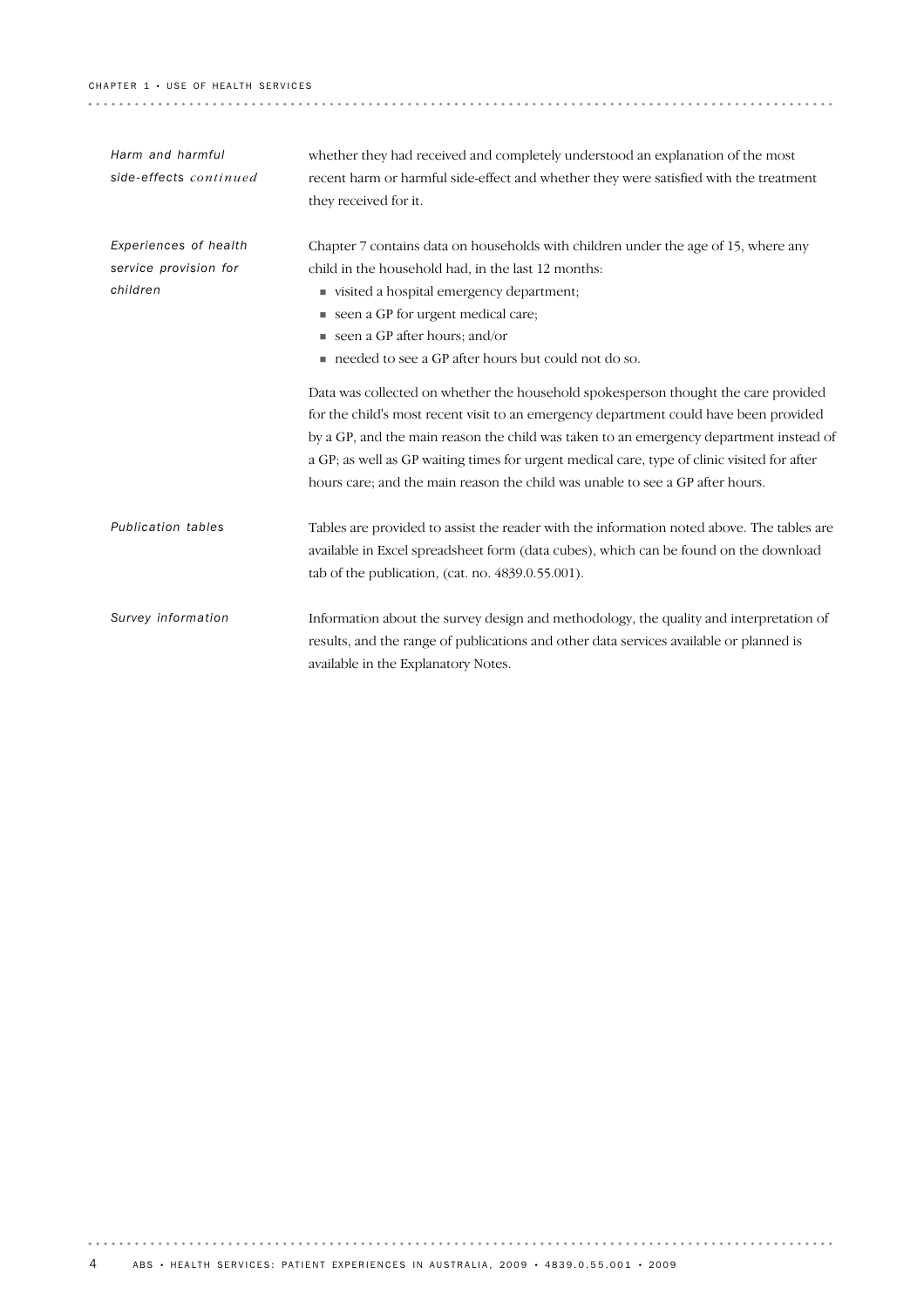#### *Harm and harmful side-effects continued*

whether they had received and completely understood an explanation of the most recent harm or harmful side-effect and whether they were satisfied with the treatment they received for it.

#### *Experiences of health service provision for children*

Chapter 7 contains data on households with children under the age of 15, where any child in the household had, in the last 12 months:

- visited a hospital emergency department;
- seen a GP for urgent medical care;
- seen a GP after hours; and/or
- needed to see a GP after hours but could not do so.

Data was collected on whether the household spokesperson thought the care provided for the child's most recent visit to an emergency department could have been provided by a GP, and the main reason the child was taken to an emergency department instead of a GP; as well as GP waiting times for urgent medical care, type of clinic visited for after hours care; and the main reason the child was unable to see a GP after hours.

#### *Publication tables*

Tables are provided to assist the reader with the information noted above. The tables are available in Excel spreadsheet form (data cubes), which can be found on the download tab of the publication, (cat. no. 4839.0.55.001).

#### *Survey information*

Information about the survey design and methodology, the quality and interpretation of results, and the range of publications and other data services available or planned is available in the Explanatory Notes.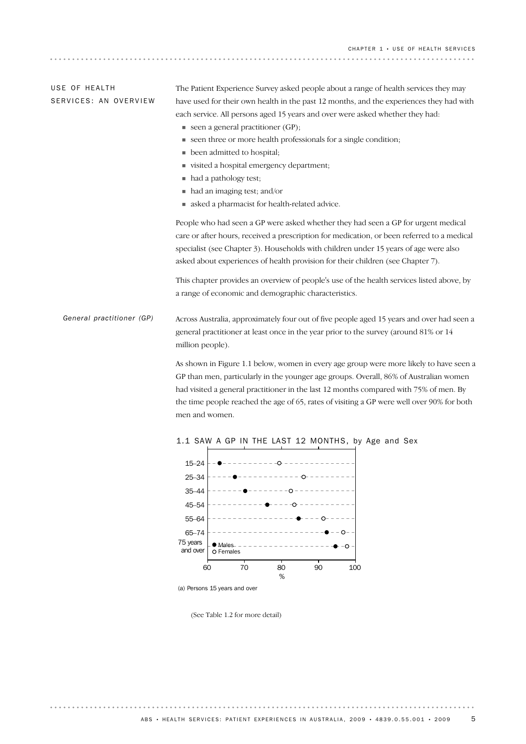## USE OF HEALTH SERVICES: AN OVERVIEW

The Patient Experience Survey asked people about a range of health services they may have used for their own health in the past 12 months, and the experiences they had with each service. All persons aged 15 years and over were asked whether they had:

- seen a general practitioner (GP);
- seen three or more health professionals for a single condition;
- been admitted to hospital;
- visited a hospital emergency department;
- had a pathology test;
- had an imaging test; and/or
- asked a pharmacist for health-related advice.

People who had seen a GP were asked whether they had seen a GP for urgent medical care or after hours, received a prescription for medication, or been referred to a medical specialist (see Chapter 3). Households with children under 15 years of age were also asked about experiences of health provision for their children (see Chapter 7).

This chapter provides an overview of people's use of the health services listed above, by a range of economic and demographic characteristics.

### *General practitioner (GP)*

Across Australia, approximately four out of five people aged 15 years and over had seen a general practitioner at least once in the year prior to the survey (around 81% or 14 million people).

As shown in Figure 1.1 below, women in every age group were more likely to have seen a GP than men, particularly in the younger age groups. Overall, 86% of Australian women had visited a general practitioner in the last 12 months compared with 75% of men. By the time people reached the age of 65, rates of visiting a GP were well over 90% for both men and women.

1.1 SAW A GP IN THE LAST 12 MONTHS, by Age and Sex

(a) Persons 15 years and over

(See Table 1.2 for more detail)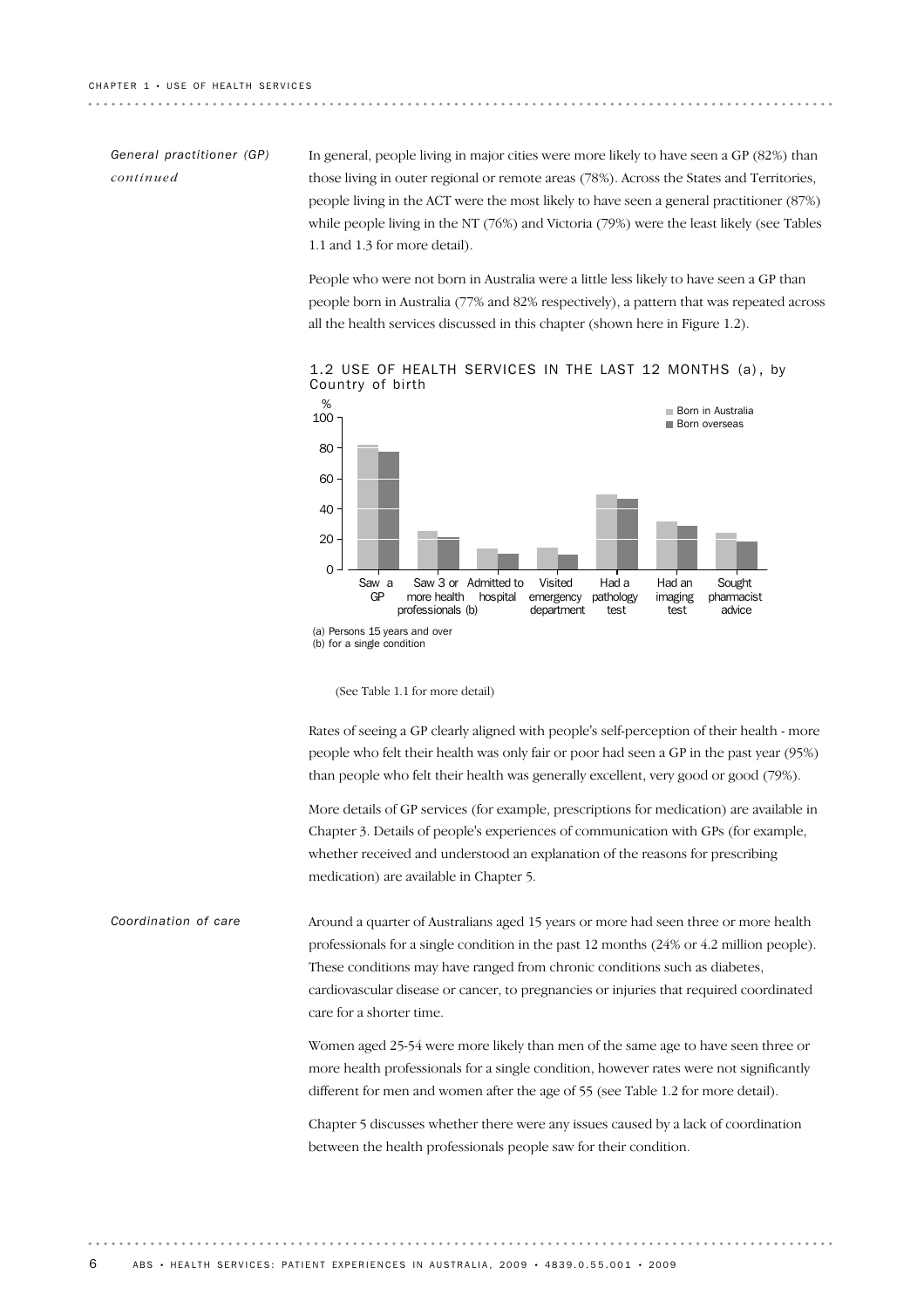*General practitioner (GP) continued*

In general, people living in major cities were more likely to have seen a GP (82%) than those living in outer regional or remote areas (78%). Across the States and Territories, people living in the ACT were the most likely to have seen a general practitioner (87%) while people living in the NT (76%) and Victoria (79%) were the least likely (see Tables 1.1 and 1.3 for more detail).

People who were not born in Australia were a little less likely to have seen a GP than people born in Australia (77% and 82% respectively), a pattern that was repeated across all the health services discussed in this chapter (shown here in Figure 1.2).

1.2 USE OF HEALTH SERVICES IN THE LAST 12 MONTHS (a), by Country of birth

(a) Persons 15 years and over
(b) for a single condition

(See Table 1.1 for more detail)

Rates of seeing a GP clearly aligned with people's self-perception of their health - more people who felt their health was only fair or poor had seen a GP in the past year (95%) than people who felt their health was generally excellent, very good or good (79%).

More details of GP services (for example, prescriptions for medication) are available in Chapter 3. Details of people's experiences of communication with GPs (for example, whether received and understood an explanation of the reasons for prescribing medication) are available in Chapter 5.

*Coordination of care*

Around a quarter of Australians aged 15 years or more had seen three or more health professionals for a single condition in the past 12 months (24% or 4.2 million people). These conditions may have ranged from chronic conditions such as diabetes, cardiovascular disease or cancer, to pregnancies or injuries that required coordinated care for a shorter time.

Women aged 25-54 were more likely than men of the same age to have seen three or more health professionals for a single condition, however rates were not significantly different for men and women after the age of 55 (see Table 1.2 for more detail).

Chapter 5 discusses whether there were any issues caused by a lack of coordination between the health professionals people saw for their condition.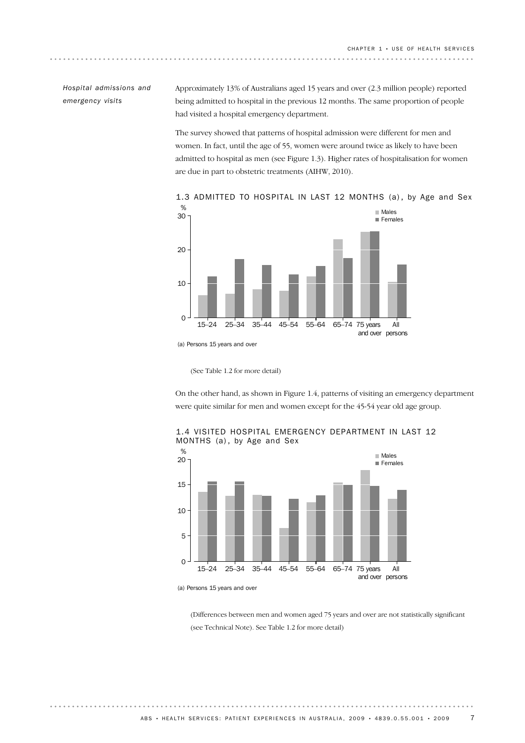*Hospital admissions and emergency visits*

Approximately 13% of Australians aged 15 years and over (2.3 million people) reported being admitted to hospital in the previous 12 months. The same proportion of people had visited a hospital emergency department.

The survey showed that patterns of hospital admission were different for men and women. In fact, until the age of 55, women were around twice as likely to have been admitted to hospital as men (see Figure 1.3). Higher rates of hospitalisation for women are due in part to obstetric treatments (AIHW, 2010).

1.3 ADMITTED TO HOSPITAL IN LAST 12 MONTHS (a), by Age and Sex

(a) Persons 15 years and over

(See Table 1.2 for more detail)

On the other hand, as shown in Figure 1.4, patterns of visiting an emergency department were quite similar for men and women except for the 45-54 year old age group.

1.4 VISITED HOSPITAL EMERGENCY DEPARTMENT IN LAST 12 MONTHS (a), by Age and Sex

(a) Persons 15 years and over

(Differences between men and women aged 75 years and over are not statistically significant (see Technical Note). See Table 1.2 for more detail)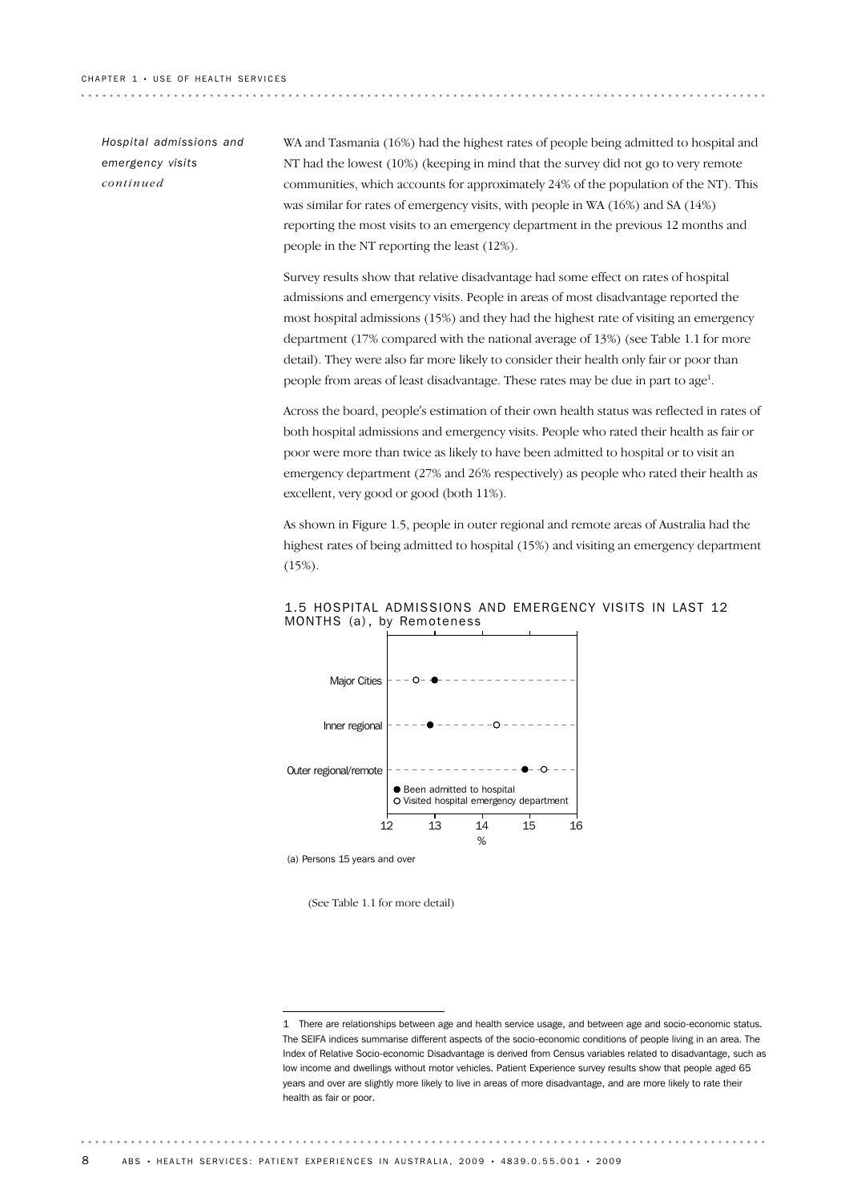*Hospital admissions and emergency visits continued*

WA and Tasmania (16%) had the highest rates of people being admitted to hospital and NT had the lowest (10%) (keeping in mind that the survey did not go to very remote communities, which accounts for approximately 24% of the population of the NT). This was similar for rates of emergency visits, with people in WA (16%) and SA (14%) reporting the most visits to an emergency department in the previous 12 months and people in the NT reporting the least (12%).

Survey results show that relative disadvantage had some effect on rates of hospital admissions and emergency visits. People in areas of most disadvantage reported the most hospital admissions (15%) and they had the highest rate of visiting an emergency department (17% compared with the national average of 13%) (see Table 1.1 for more detail). They were also far more likely to consider their health only fair or poor than people from areas of least disadvantage. These rates may be due in part to age[1].

Across the board, people's estimation of their own health status was reflected in rates of both hospital admissions and emergency visits. People who rated their health as fair or poor were more than twice as likely to have been admitted to hospital or to visit an emergency department (27% and 26% respectively) as people who rated their health as excellent, very good or good (both 11%).

As shown in Figure 1.5, people in outer regional and remote areas of Australia had the highest rates of being admitted to hospital (15%) and visiting an emergency department (15%).

1.5 HOSPITAL ADMISSIONS AND EMERGENCY VISITS IN LAST 12 MONTHS (a), by Remoteness

(a) Persons 15 years and over

(See Table 1.1 for more detail)

---

1 There are relationships between age and health service usage, and between age and socio-economic status. The SEIFA indices summarise different aspects of the socio-economic conditions of people living in an area. The Index of Relative Socio-economic Disadvantage is derived from Census variables related to disadvantage, such as low income and dwellings without motor vehicles. Patient Experience survey results show that people aged 65 years and over are slightly more likely to live in areas of more disadvantage, and are more likely to rate their health as fair or poor.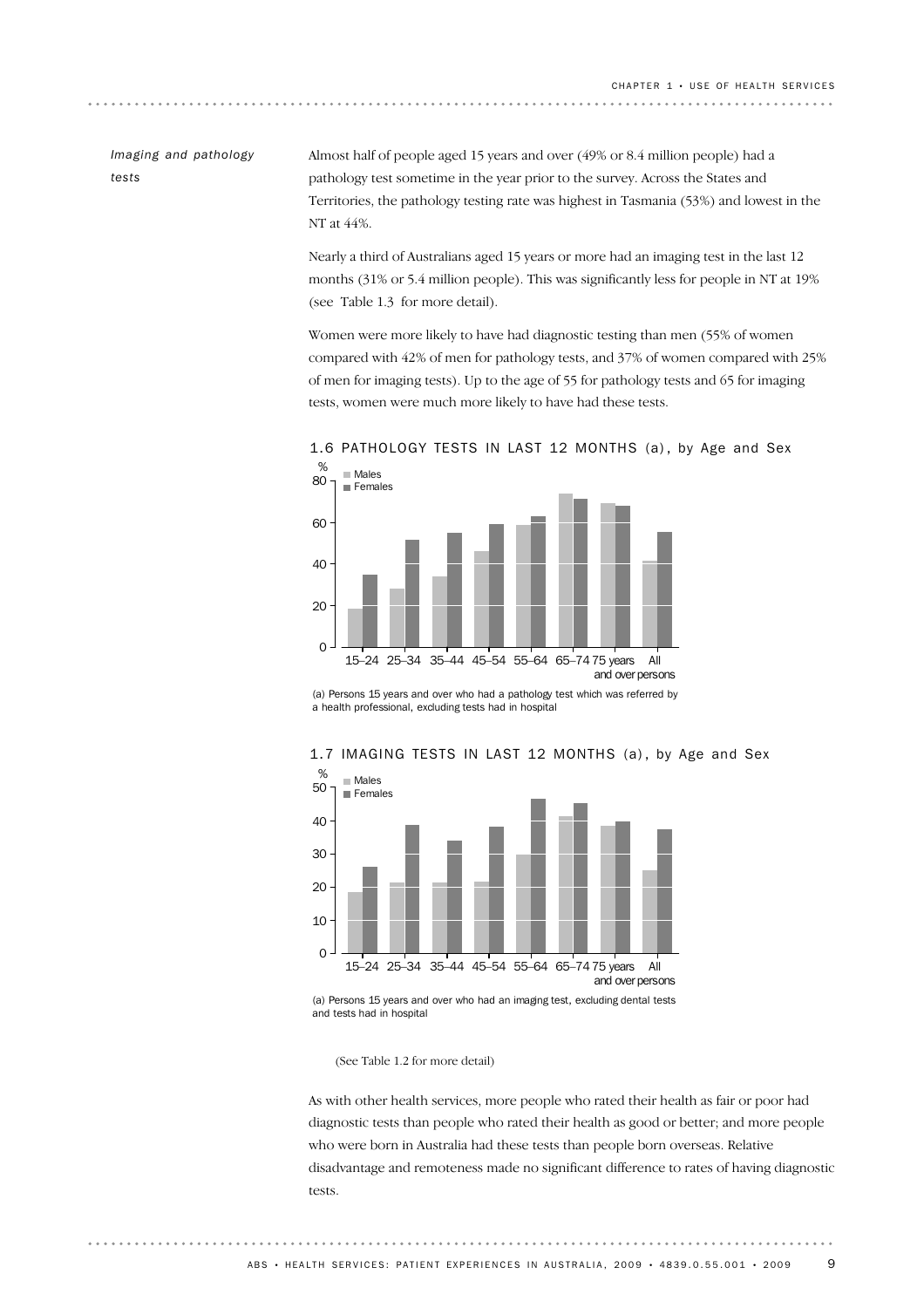## Imaging and pathology tests

Almost half of people aged 15 years and over (49% or 8.4 million people) had a pathology test sometime in the year prior to the survey. Across the States and Territories, the pathology testing rate was highest in Tasmania (53%) and lowest in the NT at 44%.

Nearly a third of Australians aged 15 years or more had an imaging test in the last 12 months (31% or 5.4 million people). This was significantly less for people in NT at 19% (see Table 1.3 for more detail).

Women were more likely to have had diagnostic testing than men (55% of women compared with 42% of men for pathology tests, and 37% of women compared with 25% of men for imaging tests). Up to the age of 55 for pathology tests and 65 for imaging tests, women were much more likely to have had these tests.

1.6 PATHOLOGY TESTS IN LAST 12 MONTHS (a), by Age and Sex

(a) Persons 15 years and over who had a pathology test which was referred by a health professional, excluding tests had in hospital

1.7 IMAGING TESTS IN LAST 12 MONTHS (a), by Age and Sex

(a) Persons 15 years and over who had an imaging test, excluding dental tests and tests had in hospital

(See Table 1.2 for more detail)

As with other health services, more people who rated their health as fair or poor had diagnostic tests than people who rated their health as good or better; and more people who were born in Australia had these tests than people born overseas. Relative disadvantage and remoteness made no significant difference to rates of having diagnostic tests.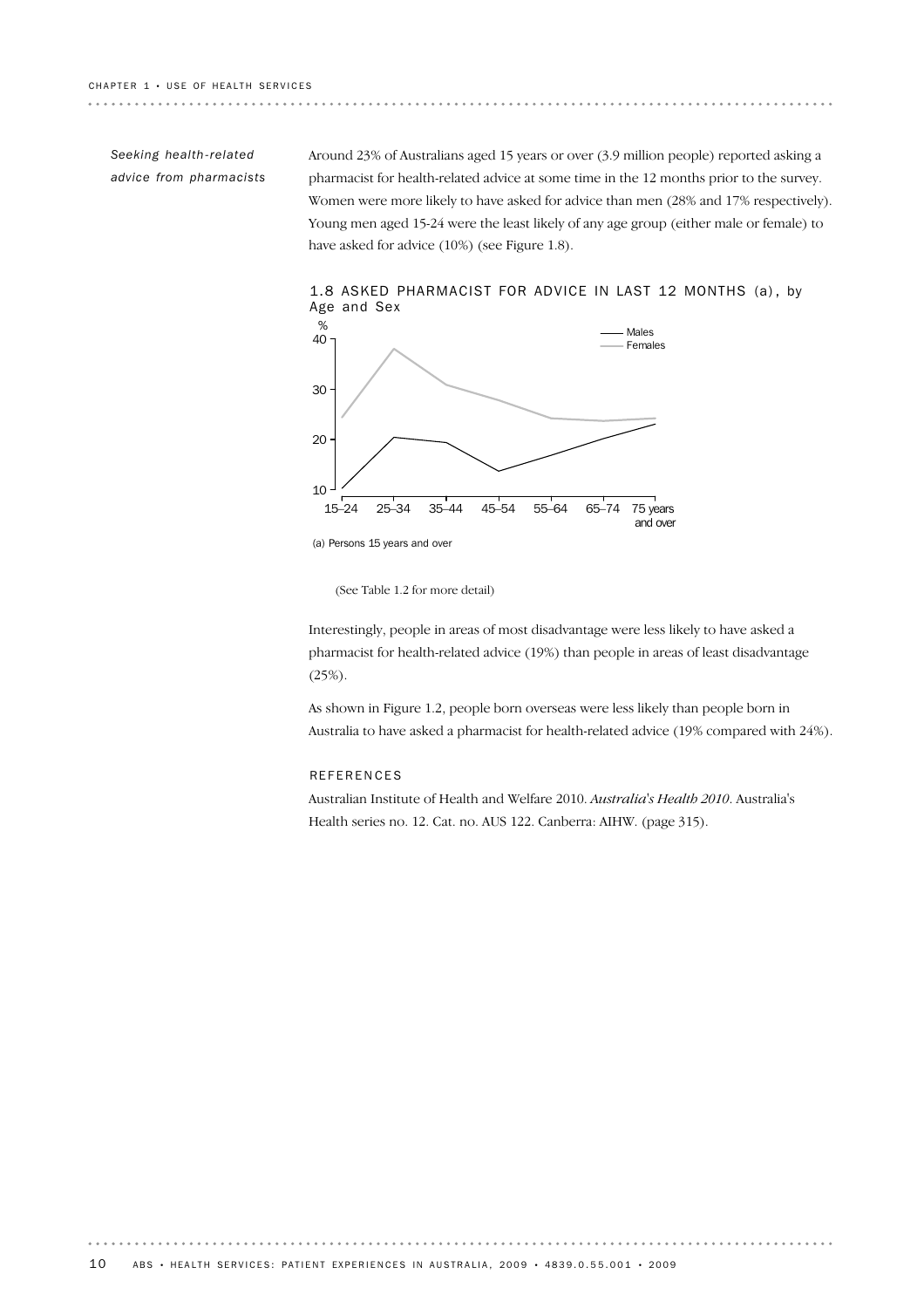### *Seeking health-related advice from pharmacists*

Around 23% of Australians aged 15 years or over (3.9 million people) reported asking a pharmacist for health-related advice at some time in the 12 months prior to the survey. Women were more likely to have asked for advice than men (28% and 17% respectively). Young men aged 15-24 were the least likely of any age group (either male or female) to have asked for advice (10%) (see Figure 1.8).

1.8 ASKED PHARMACIST FOR ADVICE IN LAST 12 MONTHS (a), by Age and Sex

(a) Persons 15 years and over

(See Table 1.2 for more detail)

Interestingly, people in areas of most disadvantage were less likely to have asked a pharmacist for health-related advice (19%) than people in areas of least disadvantage (25%).

As shown in Figure 1.2, people born overseas were less likely than people born in Australia to have asked a pharmacist for health-related advice (19% compared with 24%).

## REFERENCES

Australian Institute of Health and Welfare 2010. *Australia's Health 2010*. Australia's Health series no. 12. Cat. no. AUS 122. Canberra: AIHW. (page 315).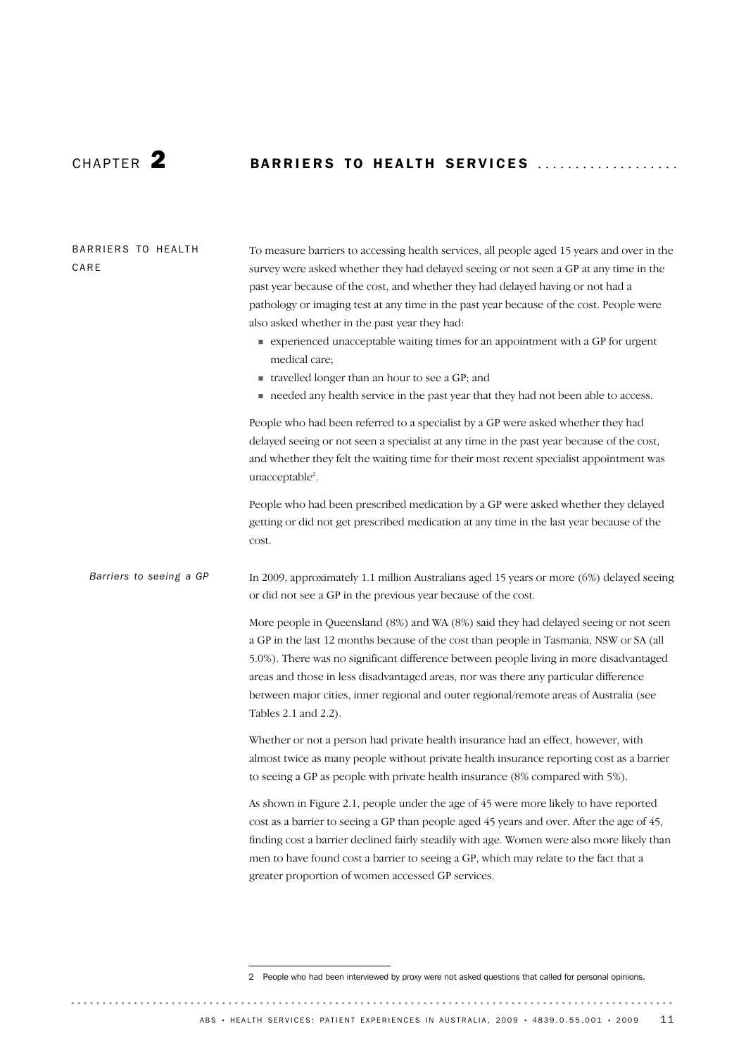# CHAPTER 2 BARRIERS TO HEALTH SERVICES

## BARRIERS TO HEALTH CARE

To measure barriers to accessing health services, all people aged 15 years and over in the survey were asked whether they had delayed seeing or not seen a GP at any time in the past year because of the cost, and whether they had delayed having or not had a pathology or imaging test at any time in the past year because of the cost. People were also asked whether in the past year they had:

- experienced unacceptable waiting times for an appointment with a GP for urgent medical care;
- travelled longer than an hour to see a GP; and
- needed any health service in the past year that they had not been able to access.

People who had been referred to a specialist by a GP were asked whether they had delayed seeing or not seen a specialist at any time in the past year because of the cost, and whether they felt the waiting time for their most recent specialist appointment was unacceptable[2].

People who had been prescribed medication by a GP were asked whether they delayed getting or did not get prescribed medication at any time in the last year because of the cost.

### *Barriers to seeing a GP*

In 2009, approximately 1.1 million Australians aged 15 years or more (6%) delayed seeing or did not see a GP in the previous year because of the cost.

More people in Queensland (8%) and WA (8%) said they had delayed seeing or not seen a GP in the last 12 months because of the cost than people in Tasmania, NSW or SA (all 5.0%). There was no significant difference between people living in more disadvantaged areas and those in less disadvantaged areas, nor was there any particular difference between major cities, inner regional and outer regional/remote areas of Australia (see Tables 2.1 and 2.2).

Whether or not a person had private health insurance had an effect, however, with almost twice as many people without private health insurance reporting cost as a barrier to seeing a GP as people with private health insurance (8% compared with 5%).

As shown in Figure 2.1, people under the age of 45 were more likely to have reported cost as a barrier to seeing a GP than people aged 45 years and over. After the age of 45, finding cost a barrier declined fairly steadily with age. Women were also more likely than men to have found cost a barrier to seeing a GP, which may relate to the fact that a greater proportion of women accessed GP services.

---

2 People who had been interviewed by proxy were not asked questions that called for personal opinions.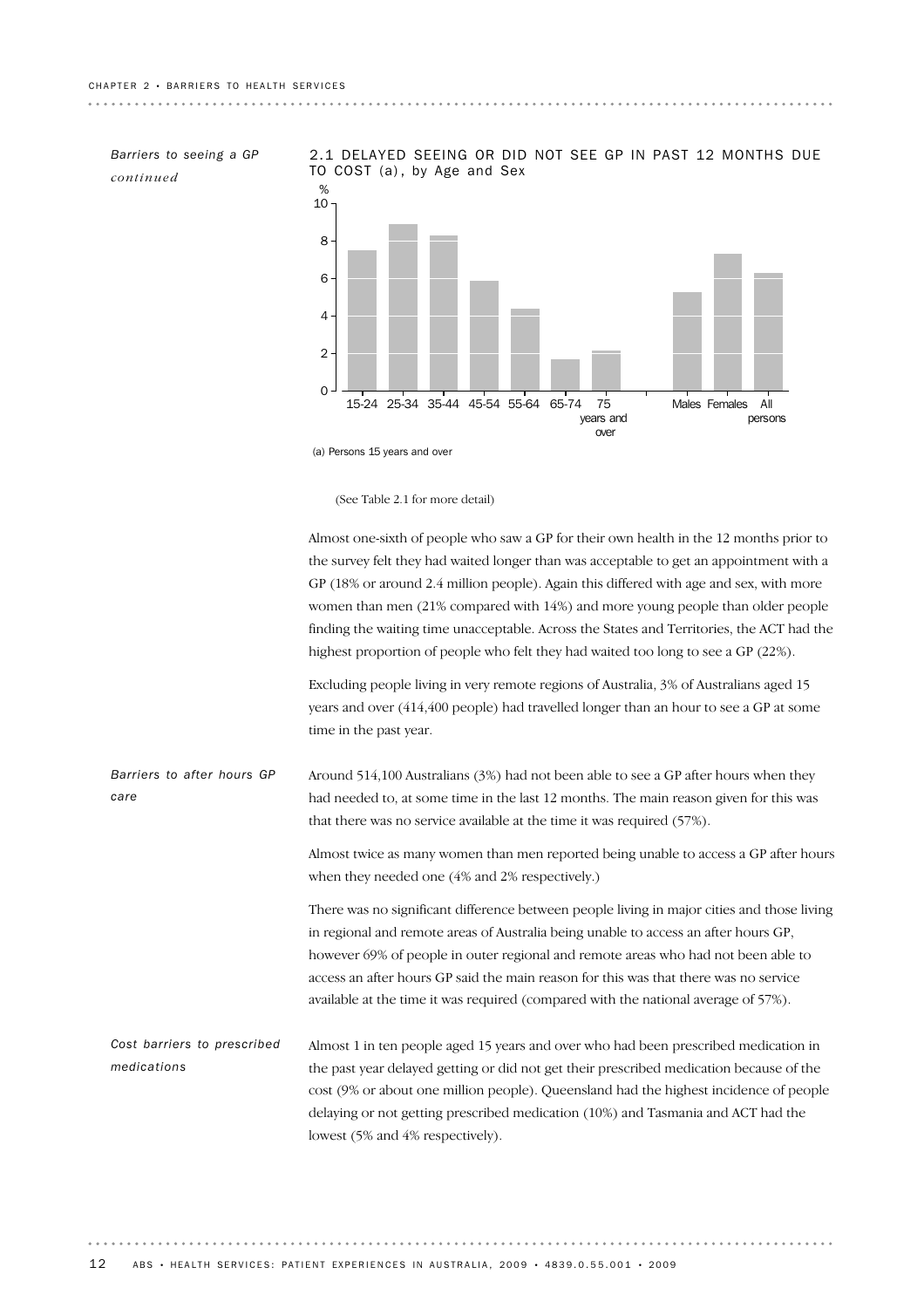*Barriers to seeing a GP continued*

2.1 DELAYED SEEING OR DID NOT SEE GP IN PAST 12 MONTHS DUE TO COST (a), by Age and Sex

(a) Persons 15 years and over

(See Table 2.1 for more detail)

Almost one-sixth of people who saw a GP for their own health in the 12 months prior to the survey felt they had waited longer than was acceptable to get an appointment with a GP (18% or around 2.4 million people). Again this differed with age and sex, with more women than men (21% compared with 14%) and more young people than older people finding the waiting time unacceptable. Across the States and Territories, the ACT had the highest proportion of people who felt they had waited too long to see a GP (22%).

Excluding people living in very remote regions of Australia, 3% of Australians aged 15 years and over (414,400 people) had travelled longer than an hour to see a GP at some time in the past year.

*Barriers to after hours GP care*

Around 514,100 Australians (3%) had not been able to see a GP after hours when they had needed to, at some time in the last 12 months. The main reason given for this was that there was no service available at the time it was required (57%).

Almost twice as many women than men reported being unable to access a GP after hours when they needed one (4% and 2% respectively.)

There was no significant difference between people living in major cities and those living in regional and remote areas of Australia being unable to access an after hours GP, however 69% of people in outer regional and remote areas who had not been able to access an after hours GP said the main reason for this was that there was no service available at the time it was required (compared with the national average of 57%).

*Cost barriers to prescribed medications*

Almost 1 in ten people aged 15 years and over who had been prescribed medication in the past year delayed getting or did not get their prescribed medication because of the cost (9% or about one million people). Queensland had the highest incidence of people delaying or not getting prescribed medication (10%) and Tasmania and ACT had the lowest (5% and 4% respectively).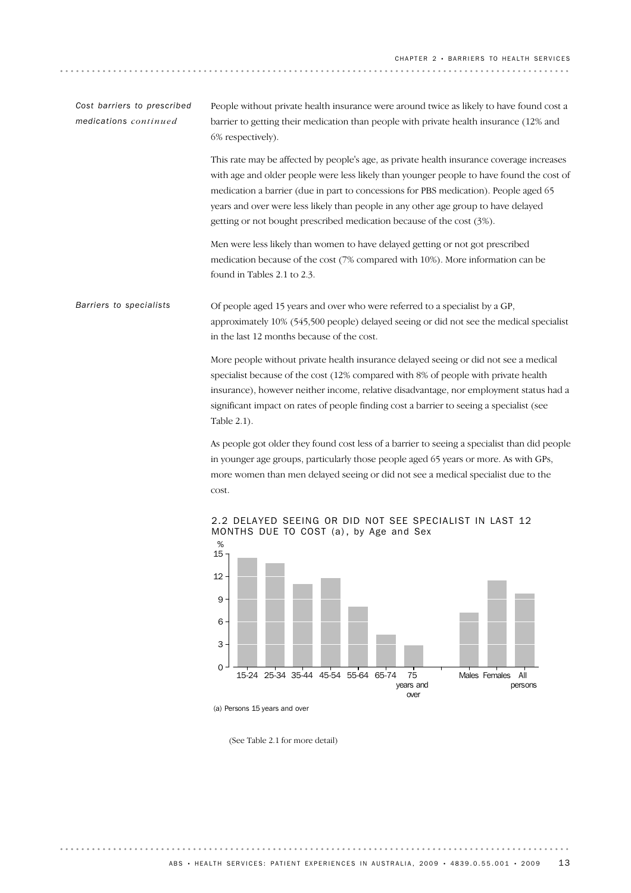*Cost barriers to prescribed medications continued*

People without private health insurance were around twice as likely to have found cost a barrier to getting their medication than people with private health insurance (12% and 6% respectively).

This rate may be affected by people's age, as private health insurance coverage increases with age and older people were less likely than younger people to have found the cost of medication a barrier (due in part to concessions for PBS medication). People aged 65 years and over were less likely than people in any other age group to have delayed getting or not bought prescribed medication because of the cost (3%).

Men were less likely than women to have delayed getting or not got prescribed medication because of the cost (7% compared with 10%). More information can be found in Tables 2.1 to 2.3.

*Barriers to specialists*

Of people aged 15 years and over who were referred to a specialist by a GP, approximately 10% (545,500 people) delayed seeing or did not see the medical specialist in the last 12 months because of the cost.

More people without private health insurance delayed seeing or did not see a medical specialist because of the cost (12% compared with 8% of people with private health insurance), however neither income, relative disadvantage, nor employment status had a significant impact on rates of people finding cost a barrier to seeing a specialist (see Table 2.1).

As people got older they found cost less of a barrier to seeing a specialist than did people in younger age groups, particularly those people aged 65 years or more. As with GPs, more women than men delayed seeing or did not see a medical specialist due to the cost.

2.2 DELAYED SEEING OR DID NOT SEE SPECIALIST IN LAST 12 MONTHS DUE TO COST (a), by Age and Sex

(a) Persons 15 years and over

(See Table 2.1 for more detail)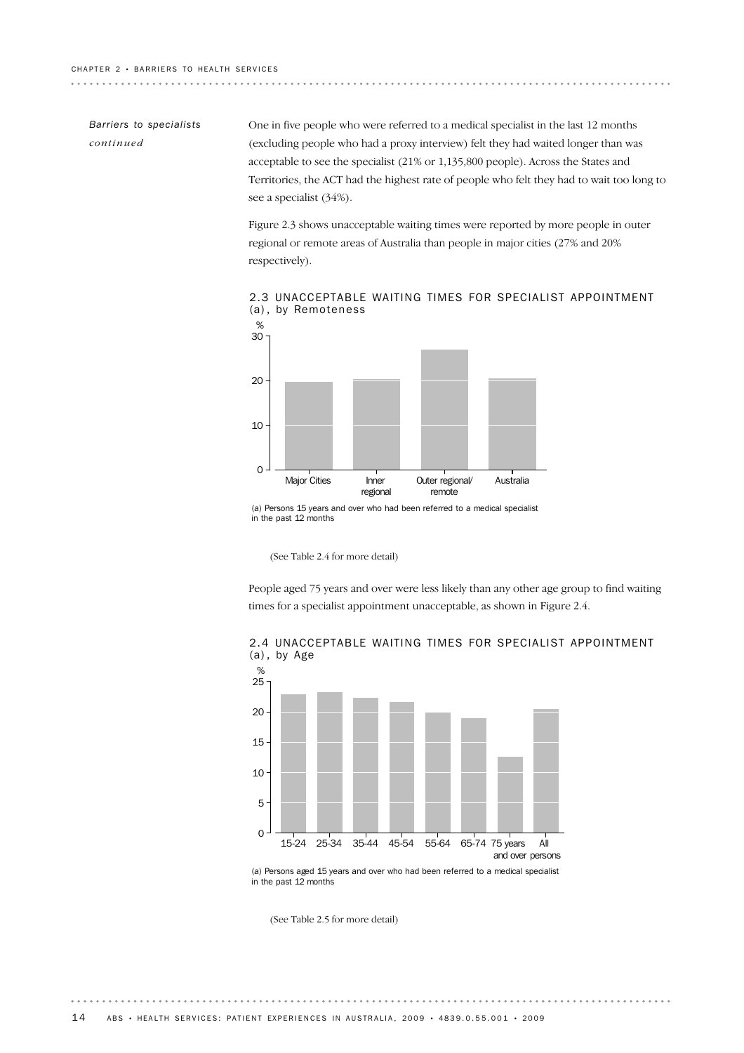*Barriers to specialists continued*

One in five people who were referred to a medical specialist in the last 12 months (excluding people who had a proxy interview) felt they had waited longer than was acceptable to see the specialist (21% or 1,135,800 people). Across the States and Territories, the ACT had the highest rate of people who felt they had to wait too long to see a specialist (34%).

Figure 2.3 shows unacceptable waiting times were reported by more people in outer regional or remote areas of Australia than people in major cities (27% and 20% respectively).

2.3 UNACCEPTABLE WAITING TIMES FOR SPECIALIST APPOINTMENT (a), by Remoteness

(a) Persons 15 years and over who had been referred to a medical specialist in the past 12 months

(See Table 2.4 for more detail)

People aged 75 years and over were less likely than any other age group to find waiting times for a specialist appointment unacceptable, as shown in Figure 2.4.

2.4 UNACCEPTABLE WAITING TIMES FOR SPECIALIST APPOINTMENT (a), by Age

(a) Persons aged 15 years and over who had been referred to a medical specialist in the past 12 months

(See Table 2.5 for more detail)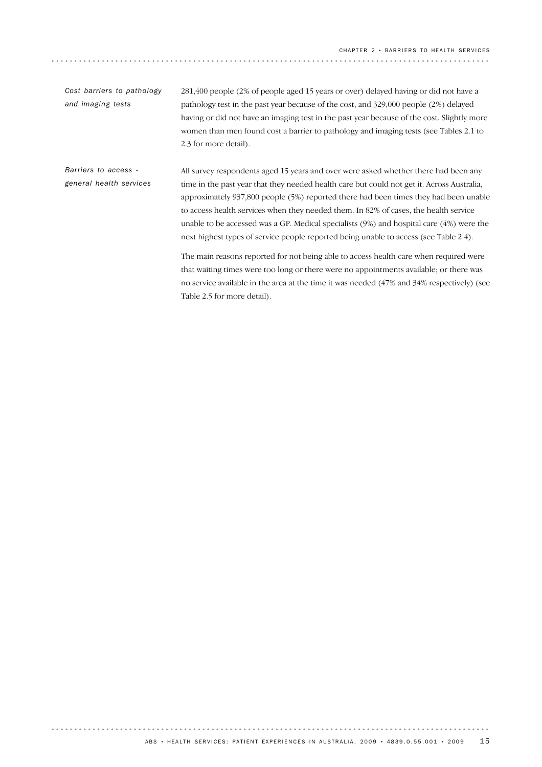### *Cost barriers to pathology and imaging tests*

281,400 people (2% of people aged 15 years or over) delayed having or did not have a pathology test in the past year because of the cost, and 329,000 people (2%) delayed having or did not have an imaging test in the past year because of the cost. Slightly more women than men found cost a barrier to pathology and imaging tests (see Tables 2.1 to 2.3 for more detail).

### *Barriers to access - general health services*

All survey respondents aged 15 years and over were asked whether there had been any time in the past year that they needed health care but could not get it. Across Australia, approximately 937,800 people (5%) reported there had been times they had been unable to access health services when they needed them. In 82% of cases, the health service unable to be accessed was a GP. Medical specialists (9%) and hospital care (4%) were the next highest types of service people reported being unable to access (see Table 2.4).

The main reasons reported for not being able to access health care when required were that waiting times were too long or there were no appointments available; or there was no service available in the area at the time it was needed (47% and 34% respectively) (see Table 2.5 for more detail).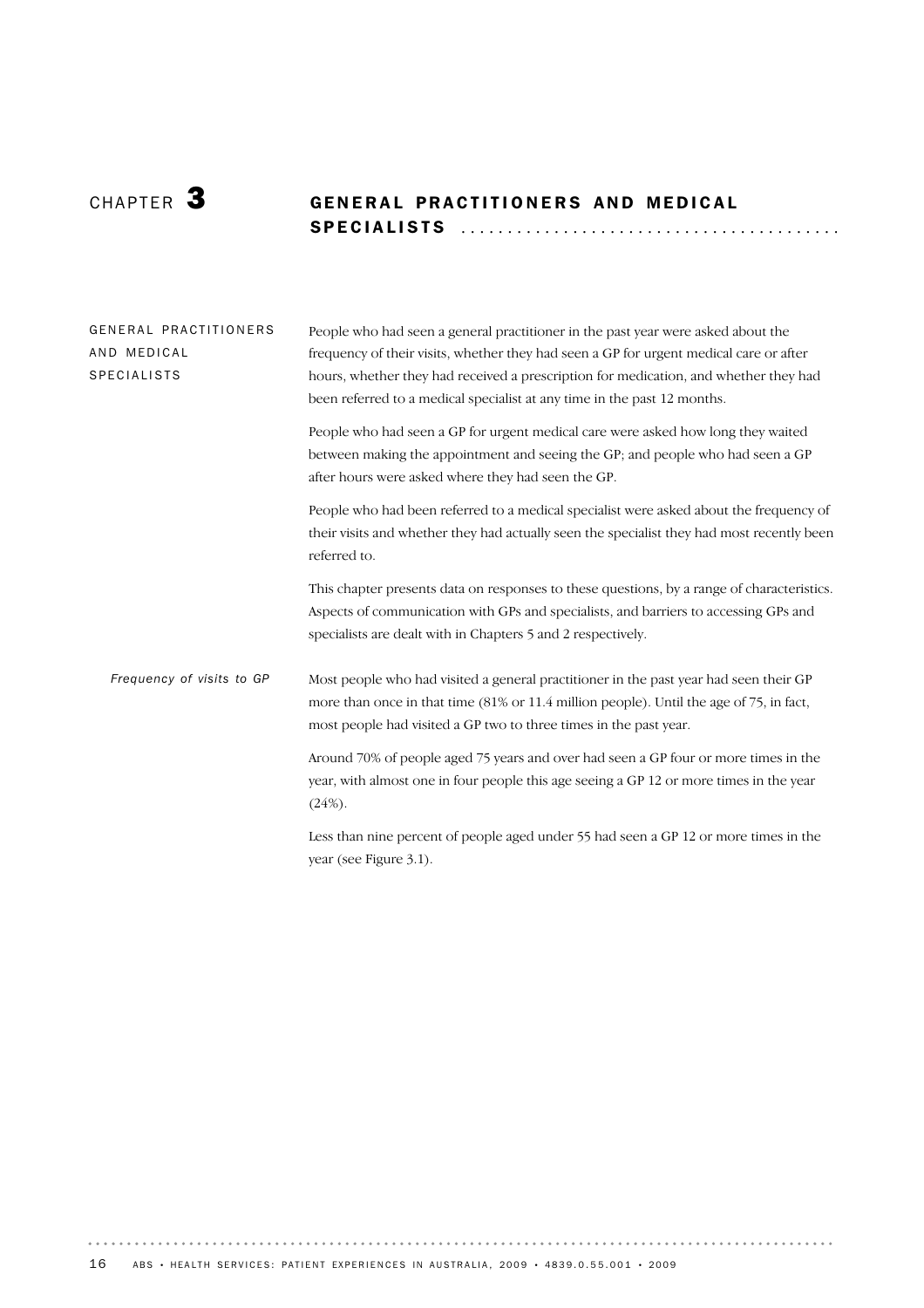# CHAPTER 3 GENERAL PRACTITIONERS AND MEDICAL SPECIALISTS

## GENERAL PRACTITIONERS AND MEDICAL SPECIALISTS

People who had seen a general practitioner in the past year were asked about the frequency of their visits, whether they had seen a GP for urgent medical care or after hours, whether they had received a prescription for medication, and whether they had been referred to a medical specialist at any time in the past 12 months.

People who had seen a GP for urgent medical care were asked how long they waited between making the appointment and seeing the GP; and people who had seen a GP after hours were asked where they had seen the GP.

People who had been referred to a medical specialist were asked about the frequency of their visits and whether they had actually seen the specialist they had most recently been referred to.

This chapter presents data on responses to these questions, by a range of characteristics. Aspects of communication with GPs and specialists, and barriers to accessing GPs and specialists are dealt with in Chapters 5 and 2 respectively.

### *Frequency of visits to GP*

Most people who had visited a general practitioner in the past year had seen their GP more than once in that time (81% or 11.4 million people). Until the age of 75, in fact, most people had visited a GP two to three times in the past year.

Around 70% of people aged 75 years and over had seen a GP four or more times in the year, with almost one in four people this age seeing a GP 12 or more times in the year (24%).

Less than nine percent of people aged under 55 had seen a GP 12 or more times in the year (see Figure 3.1).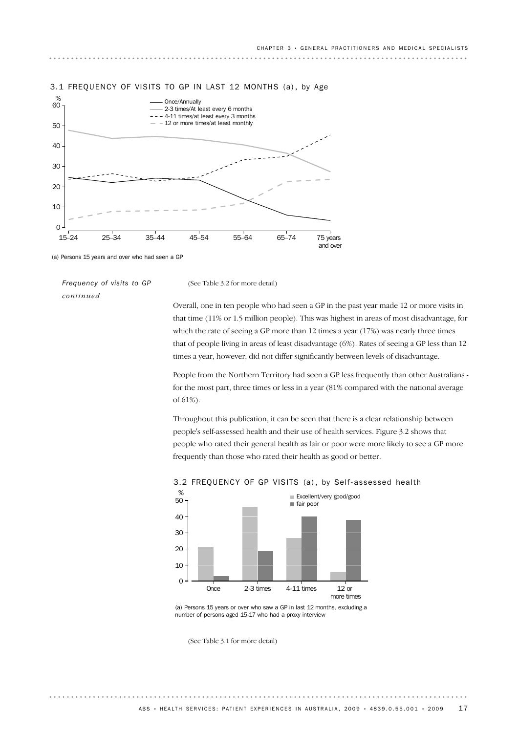### 3.1 FREQUENCY OF VISITS TO GP IN LAST 12 MONTHS (a), by Age

(a) Persons 15 years and over who had seen a GP

*Frequency of visits to GP continued*

(See Table 3.2 for more detail)

Overall, one in ten people who had seen a GP in the past year made 12 or more visits in that time (11% or 1.5 million people). This was highest in areas of most disadvantage, for which the rate of seeing a GP more than 12 times a year (17%) was nearly three times that of people living in areas of least disadvantage (6%). Rates of seeing a GP less than 12 times a year, however, did not differ significantly between levels of disadvantage.

People from the Northern Territory had seen a GP less frequently than other Australians - for the most part, three times or less in a year (81% compared with the national average of 61%).

Throughout this publication, it can be seen that there is a clear relationship between people's self-assessed health and their use of health services. Figure 3.2 shows that people who rated their general health as fair or poor were more likely to see a GP more frequently than those who rated their health as good or better.

### 3.2 FREQUENCY OF GP VISITS (a), by Self-assessed health

(a) Persons 15 years or over who saw a GP in last 12 months, excluding a number of persons aged 15-17 who had a proxy interview

(See Table 3.1 for more detail)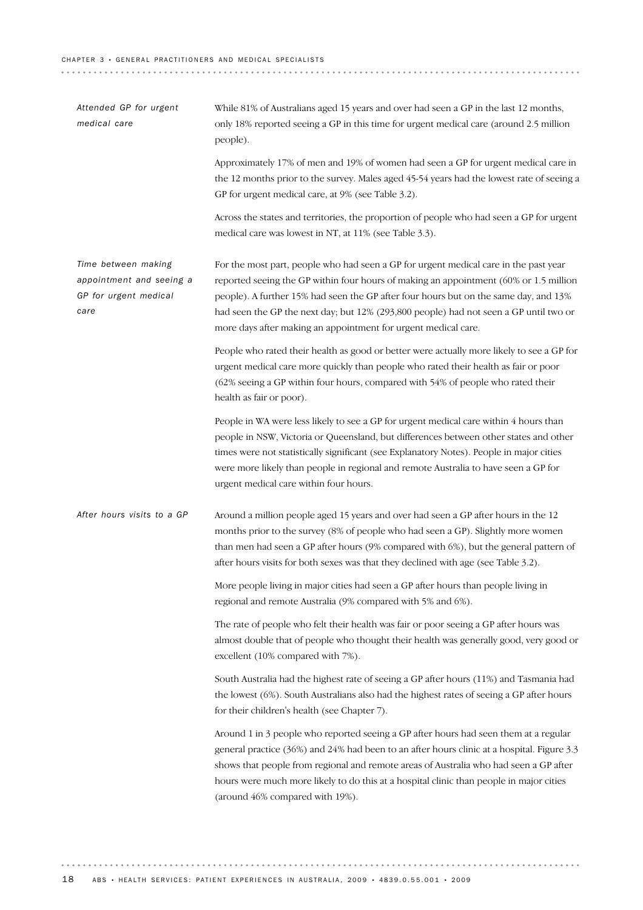### *Attended GP for urgent medical care*

While 81% of Australians aged 15 years and over had seen a GP in the last 12 months, only 18% reported seeing a GP in this time for urgent medical care (around 2.5 million people).

Approximately 17% of men and 19% of women had seen a GP for urgent medical care in the 12 months prior to the survey. Males aged 45-54 years had the lowest rate of seeing a GP for urgent medical care, at 9% (see Table 3.2).

Across the states and territories, the proportion of people who had seen a GP for urgent medical care was lowest in NT, at 11% (see Table 3.3).

### *Time between making appointment and seeing a GP for urgent medical care*

For the most part, people who had seen a GP for urgent medical care in the past year reported seeing the GP within four hours of making an appointment (60% or 1.5 million people). A further 15% had seen the GP after four hours but on the same day, and 13% had seen the GP the next day; but 12% (293,800 people) had not seen a GP until two or more days after making an appointment for urgent medical care.

People who rated their health as good or better were actually more likely to see a GP for urgent medical care more quickly than people who rated their health as fair or poor (62% seeing a GP within four hours, compared with 54% of people who rated their health as fair or poor).

People in WA were less likely to see a GP for urgent medical care within 4 hours than people in NSW, Victoria or Queensland, but differences between other states and other times were not statistically significant (see Explanatory Notes). People in major cities were more likely than people in regional and remote Australia to have seen a GP for urgent medical care within four hours.

### *After hours visits to a GP*

Around a million people aged 15 years and over had seen a GP after hours in the 12 months prior to the survey (8% of people who had seen a GP). Slightly more women than men had seen a GP after hours (9% compared with 6%), but the general pattern of after hours visits for both sexes was that they declined with age (see Table 3.2).

More people living in major cities had seen a GP after hours than people living in regional and remote Australia (9% compared with 5% and 6%).

The rate of people who felt their health was fair or poor seeing a GP after hours was almost double that of people who thought their health was generally good, very good or excellent (10% compared with 7%).

South Australia had the highest rate of seeing a GP after hours (11%) and Tasmania had the lowest (6%). South Australians also had the highest rates of seeing a GP after hours for their children's health (see Chapter 7).

Around 1 in 3 people who reported seeing a GP after hours had seen them at a regular general practice (36%) and 24% had been to an after hours clinic at a hospital. Figure 3.3 shows that people from regional and remote areas of Australia who had seen a GP after hours were much more likely to do this at a hospital clinic than people in major cities (around 46% compared with 19%).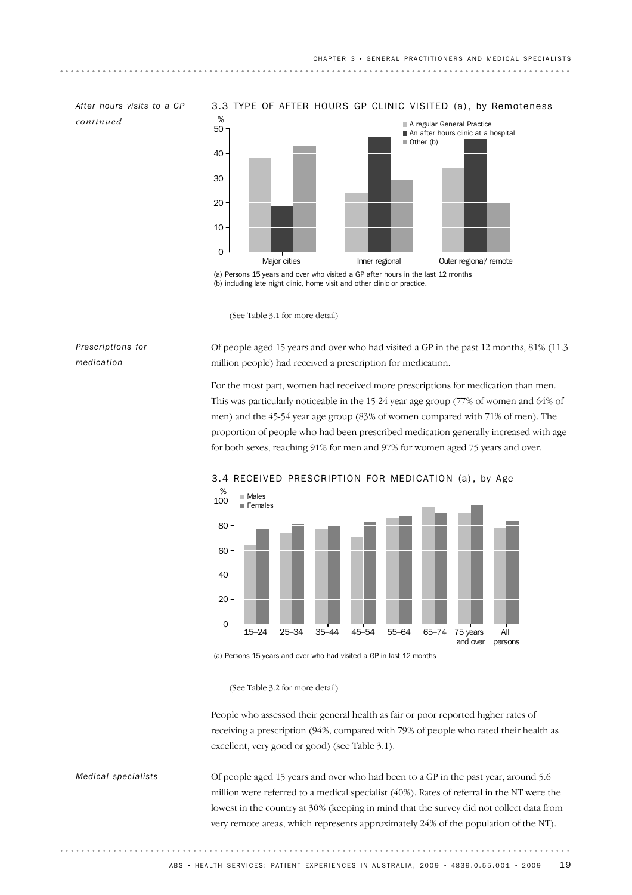*After hours visits to a GP continued*

### 3.3 TYPE OF AFTER HOURS GP CLINIC VISITED (a), by Remoteness

(a) Persons 15 years and over who visited a GP after hours in the last 12 months
(b) including late night clinic, home visit and other clinic or practice.

(See Table 3.1 for more detail)

*Prescriptions for medication*

Of people aged 15 years and over who had visited a GP in the past 12 months, 81% (11.3 million people) had received a prescription for medication.

For the most part, women had received more prescriptions for medication than men. This was particularly noticeable in the 15-24 year age group (77% of women and 64% of men) and the 45-54 year age group (83% of women compared with 71% of men). The proportion of people who had been prescribed medication generally increased with age for both sexes, reaching 91% for men and 97% for women aged 75 years and over.

### 3.4 RECEIVED PRESCRIPTION FOR MEDICATION (a), by Age

(a) Persons 15 years and over who had visited a GP in last 12 months

(See Table 3.2 for more detail)

People who assessed their general health as fair or poor reported higher rates of receiving a prescription (94%, compared with 79% of people who rated their health as excellent, very good or good) (see Table 3.1).

*Medical specialists*

Of people aged 15 years and over who had been to a GP in the past year, around 5.6 million were referred to a medical specialist (40%). Rates of referral in the NT were the lowest in the country at 30% (keeping in mind that the survey did not collect data from very remote areas, which represents approximately 24% of the population of the NT).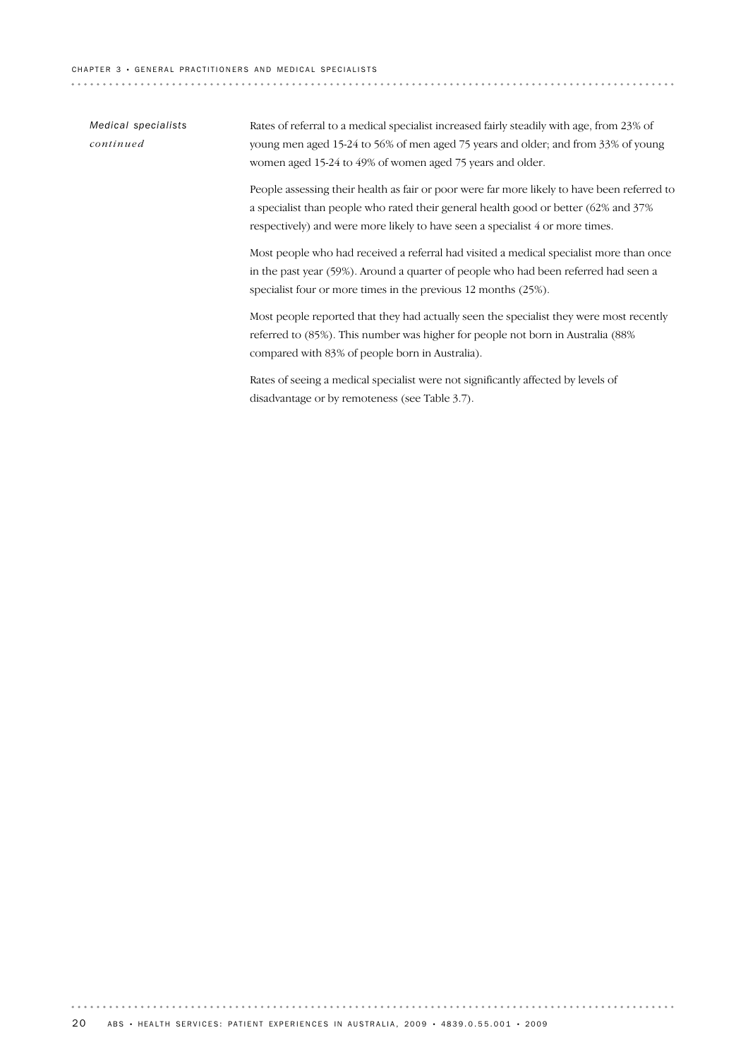*Medical specialists continued*

Rates of referral to a medical specialist increased fairly steadily with age, from 23% of young men aged 15-24 to 56% of men aged 75 years and older; and from 33% of young women aged 15-24 to 49% of women aged 75 years and older.

People assessing their health as fair or poor were far more likely to have been referred to a specialist than people who rated their general health good or better (62% and 37% respectively) and were more likely to have seen a specialist 4 or more times.

Most people who had received a referral had visited a medical specialist more than once in the past year (59%). Around a quarter of people who had been referred had seen a specialist four or more times in the previous 12 months (25%).

Most people reported that they had actually seen the specialist they were most recently referred to (85%). This number was higher for people not born in Australia (88% compared with 83% of people born in Australia).

Rates of seeing a medical specialist were not significantly affected by levels of disadvantage or by remoteness (see Table 3.7).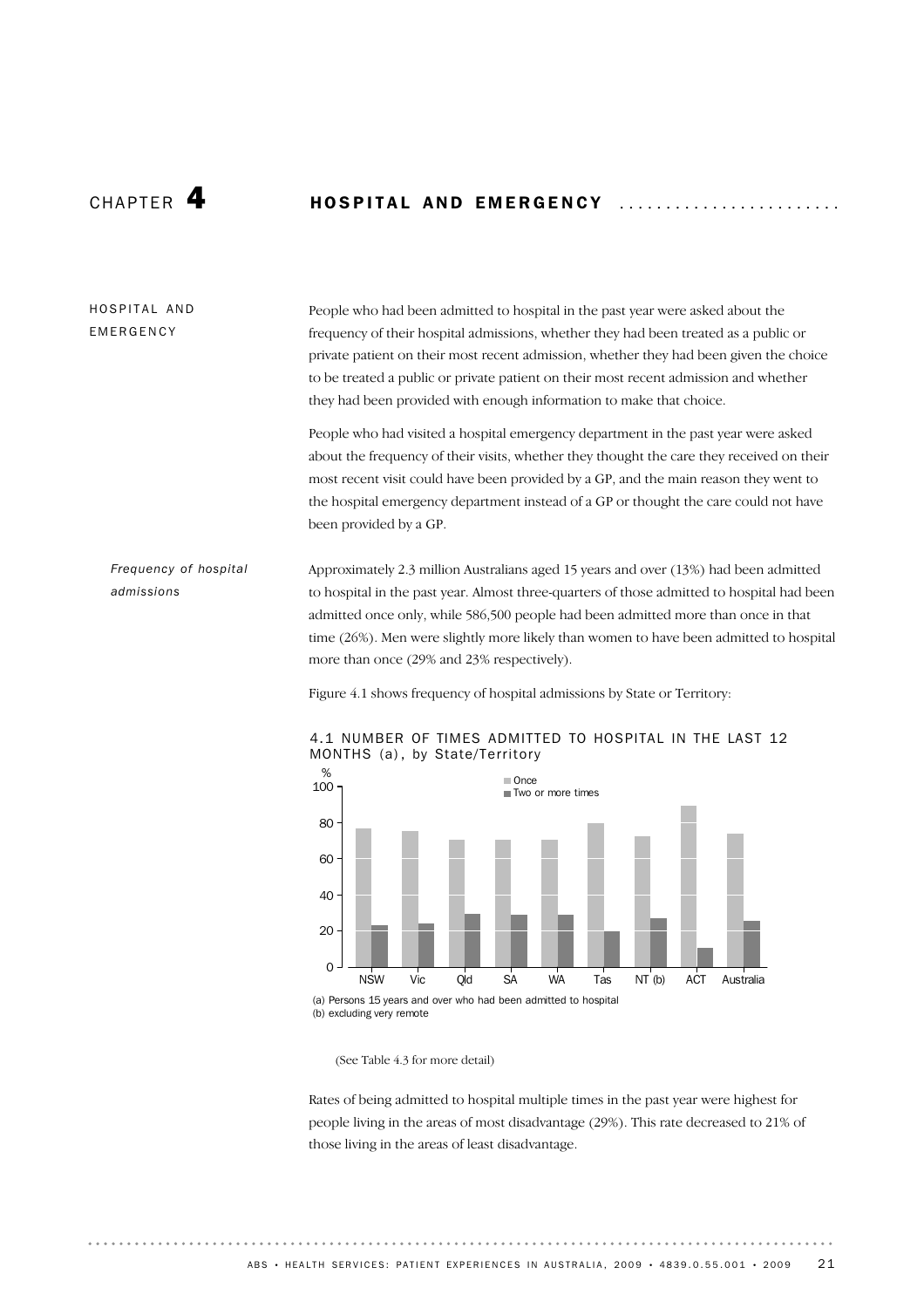# CHAPTER 4 HOSPITAL AND EMERGENCY

## HOSPITAL AND EMERGENCY

People who had been admitted to hospital in the past year were asked about the frequency of their hospital admissions, whether they had been treated as a public or private patient on their most recent admission, whether they had been given the choice to be treated a public or private patient on their most recent admission and whether they had been provided with enough information to make that choice.

People who had visited a hospital emergency department in the past year were asked about the frequency of their visits, whether they thought the care they received on their most recent visit could have been provided by a GP, and the main reason they went to the hospital emergency department instead of a GP or thought the care could not have been provided by a GP.

### *Frequency of hospital admissions*

Approximately 2.3 million Australians aged 15 years and over (13%) had been admitted to hospital in the past year. Almost three-quarters of those admitted to hospital had been admitted once only, while 586,500 people had been admitted more than once in that time (26%). Men were slightly more likely than women to have been admitted to hospital more than once (29% and 23% respectively).

Figure 4.1 shows frequency of hospital admissions by State or Territory:

4.1 NUMBER OF TIMES ADMITTED TO HOSPITAL IN THE LAST 12 MONTHS (a), by State/Territory

(a) Persons 15 years and over who had been admitted to hospital
(b) excluding very remote

(See Table 4.3 for more detail)

Rates of being admitted to hospital multiple times in the past year were highest for people living in the areas of most disadvantage (29%). This rate decreased to 21% of those living in the areas of least disadvantage.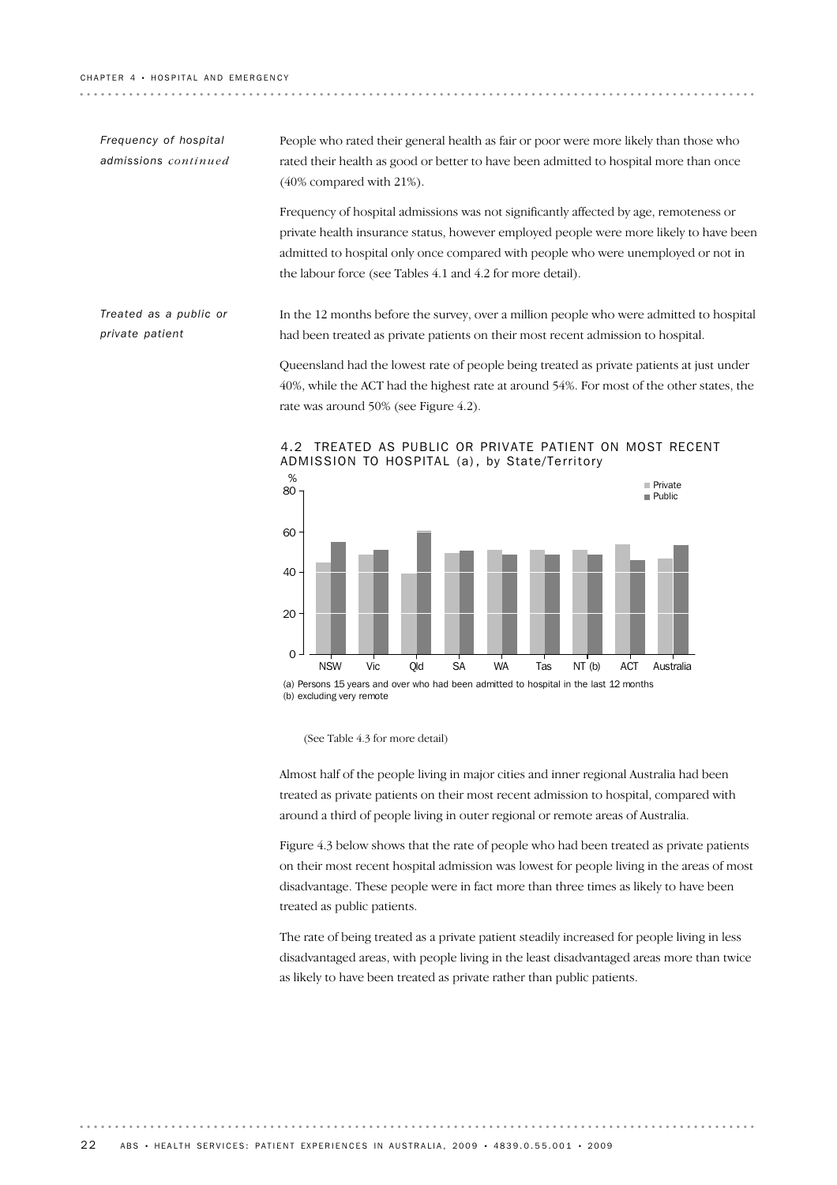*Frequency of hospital admissions continued*

People who rated their general health as fair or poor were more likely than those who rated their health as good or better to have been admitted to hospital more than once (40% compared with 21%).

Frequency of hospital admissions was not significantly affected by age, remoteness or private health insurance status, however employed people were more likely to have been admitted to hospital only once compared with people who were unemployed or not in the labour force (see Tables 4.1 and 4.2 for more detail).

*Treated as a public or private patient*

In the 12 months before the survey, over a million people who were admitted to hospital had been treated as private patients on their most recent admission to hospital.

Queensland had the lowest rate of people being treated as private patients at just under 40%, while the ACT had the highest rate at around 54%. For most of the other states, the rate was around 50% (see Figure 4.2).

4.2 TREATED AS PUBLIC OR PRIVATE PATIENT ON MOST RECENT ADMISSION TO HOSPITAL (a), by State/Territory

(a) Persons 15 years and over who had been admitted to hospital in the last 12 months
(b) excluding very remote

(See Table 4.3 for more detail)

Almost half of the people living in major cities and inner regional Australia had been treated as private patients on their most recent admission to hospital, compared with around a third of people living in outer regional or remote areas of Australia.

Figure 4.3 below shows that the rate of people who had been treated as private patients on their most recent hospital admission was lowest for people living in the areas of most disadvantage. These people were in fact more than three times as likely to have been treated as public patients.

The rate of being treated as a private patient steadily increased for people living in less disadvantaged areas, with people living in the least disadvantaged areas more than twice as likely to have been treated as private rather than public patients.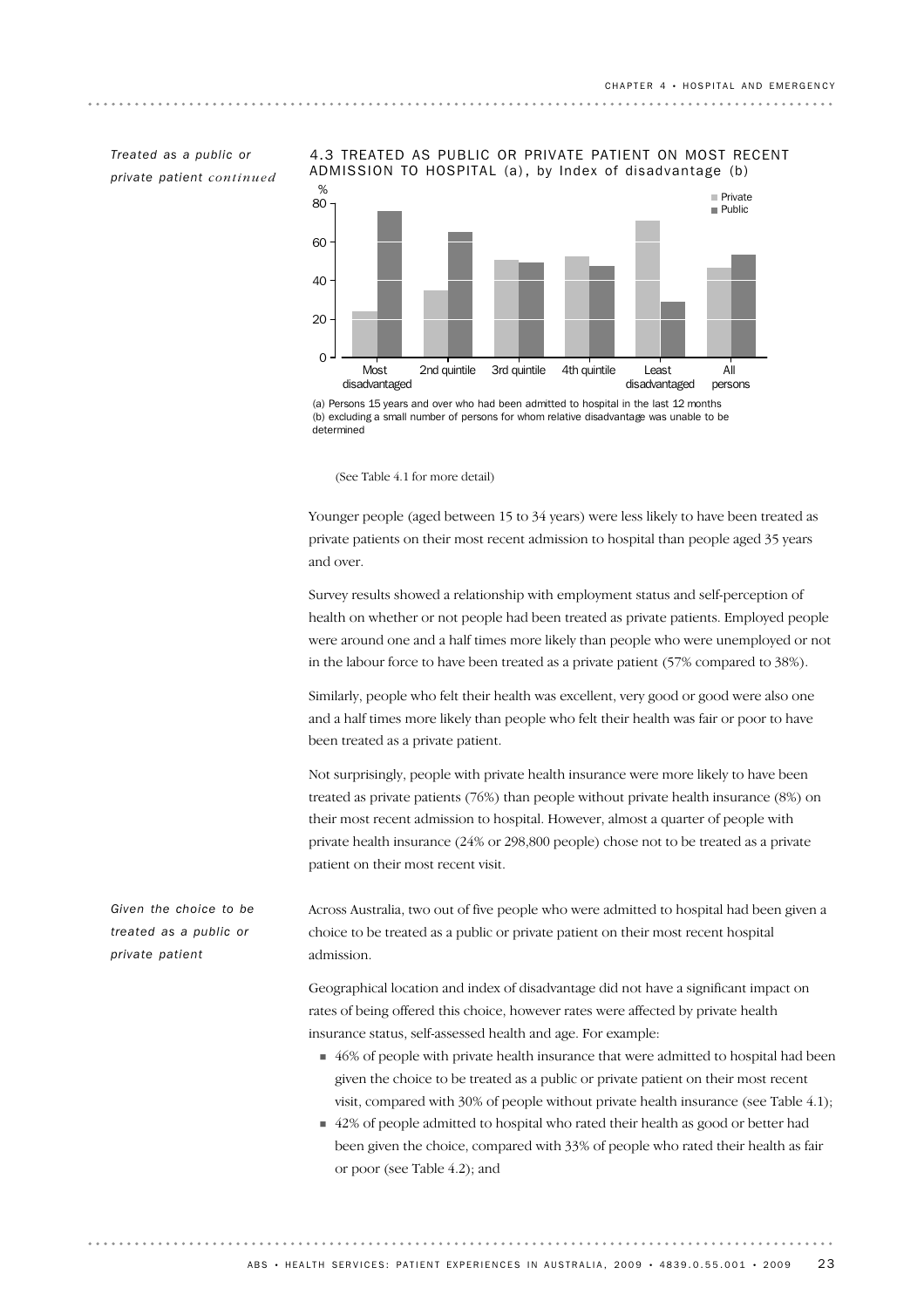*Treated as a public or private patient continued*

4.3 TREATED AS PUBLIC OR PRIVATE PATIENT ON MOST RECENT ADMISSION TO HOSPITAL (a), by Index of disadvantage (b)

(a) Persons 15 years and over who had been admitted to hospital in the last 12 months
(b) excluding a small number of persons for whom relative disadvantage was unable to be determined

(See Table 4.1 for more detail)

Younger people (aged between 15 to 34 years) were less likely to have been treated as private patients on their most recent admission to hospital than people aged 35 years and over.

Survey results showed a relationship with employment status and self-perception of health on whether or not people had been treated as private patients. Employed people were around one and a half times more likely than people who were unemployed or not in the labour force to have been treated as a private patient (57% compared to 38%).

Similarly, people who felt their health was excellent, very good or good were also one and a half times more likely than people who felt their health was fair or poor to have been treated as a private patient.

Not surprisingly, people with private health insurance were more likely to have been treated as private patients (76%) than people without private health insurance (8%) on their most recent admission to hospital. However, almost a quarter of people with private health insurance (24% or 298,800 people) chose not to be treated as a private patient on their most recent visit.

*Given the choice to be treated as a public or private patient*

Across Australia, two out of five people who were admitted to hospital had been given a choice to be treated as a public or private patient on their most recent hospital admission.

Geographical location and index of disadvantage did not have a significant impact on rates of being offered this choice, however rates were affected by private health insurance status, self-assessed health and age. For example:

- 46% of people with private health insurance that were admitted to hospital had been given the choice to be treated as a public or private patient on their most recent visit, compared with 30% of people without private health insurance (see Table 4.1);
- 42% of people admitted to hospital who rated their health as good or better had been given the choice, compared with 33% of people who rated their health as fair or poor (see Table 4.2); and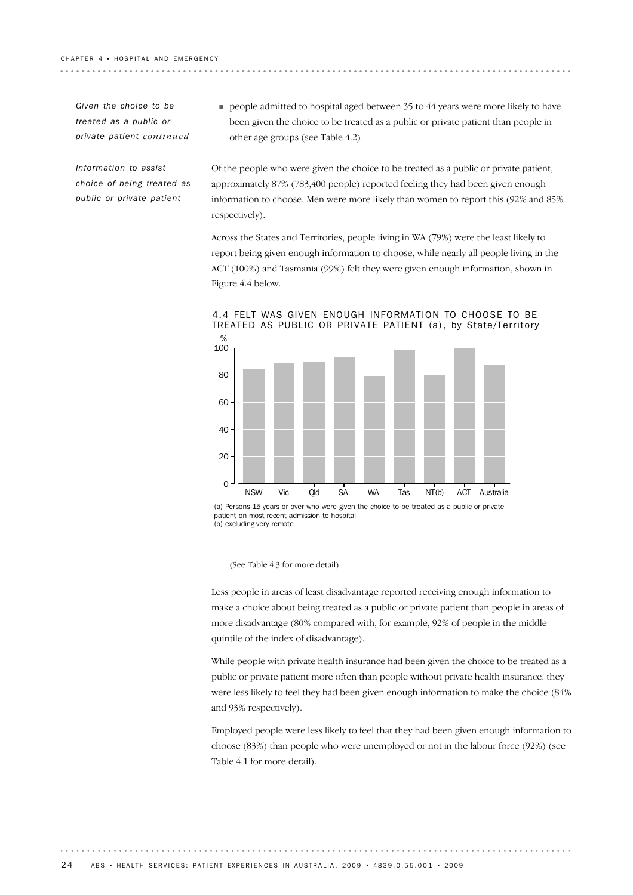*Given the choice to be treated as a public or private patient continued*

- people admitted to hospital aged between 35 to 44 years were more likely to have been given the choice to be treated as a public or private patient than people in other age groups (see Table 4.2).

*Information to assist choice of being treated as public or private patient*

Of the people who were given the choice to be treated as a public or private patient, approximately 87% (783,400 people) reported feeling they had been given enough information to choose. Men were more likely than women to report this (92% and 85% respectively).

Across the States and Territories, people living in WA (79%) were the least likely to report being given enough information to choose, while nearly all people living in the ACT (100%) and Tasmania (99%) felt they were given enough information, shown in Figure 4.4 below.

4.4 FELT WAS GIVEN ENOUGH INFORMATION TO CHOOSE TO BE TREATED AS PUBLIC OR PRIVATE PATIENT (a), by State/Territory

(a) Persons 15 years or over who were given the choice to be treated as a public or private patient on most recent admission to hospital
(b) excluding very remote

(See Table 4.3 for more detail)

Less people in areas of least disadvantage reported receiving enough information to make a choice about being treated as a public or private patient than people in areas of more disadvantage (80% compared with, for example, 92% of people in the middle quintile of the index of disadvantage).

While people with private health insurance had been given the choice to be treated as a public or private patient more often than people without private health insurance, they were less likely to feel they had been given enough information to make the choice (84% and 93% respectively).

Employed people were less likely to feel that they had been given enough information to choose (83%) than people who were unemployed or not in the labour force (92%) (see Table 4.1 for more detail).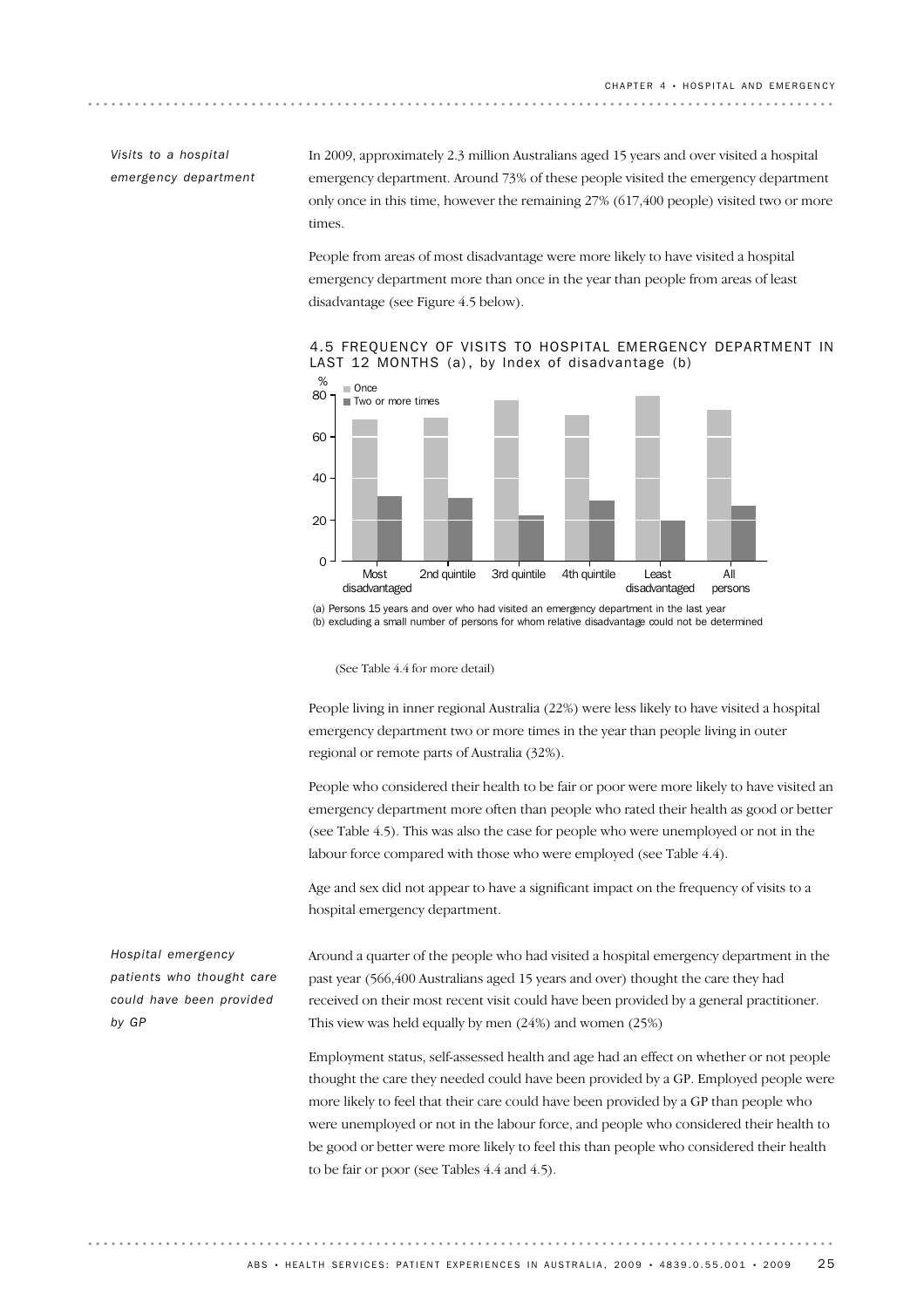### *Visits to a hospital emergency department*

In 2009, approximately 2.3 million Australians aged 15 years and over visited a hospital emergency department. Around 73% of these people visited the emergency department only once in this time, however the remaining 27% (617,400 people) visited two or more times.

People from areas of most disadvantage were more likely to have visited a hospital emergency department more than once in the year than people from areas of least disadvantage (see Figure 4.5 below).

4.5 FREQUENCY OF VISITS TO HOSPITAL EMERGENCY DEPARTMENT IN LAST 12 MONTHS (a), by Index of disadvantage (b)

(a) Persons 15 years and over who had visited an emergency department in the last year
(b) excluding a small number of persons for whom relative disadvantage could not be determined

(See Table 4.4 for more detail)

People living in inner regional Australia (22%) were less likely to have visited a hospital emergency department two or more times in the year than people living in outer regional or remote parts of Australia (32%).

People who considered their health to be fair or poor were more likely to have visited an emergency department more often than people who rated their health as good or better (see Table 4.5). This was also the case for people who were unemployed or not in the labour force compared with those who were employed (see Table 4.4).

Age and sex did not appear to have a significant impact on the frequency of visits to a hospital emergency department.

### *Hospital emergency patients who thought care could have been provided by GP*

Around a quarter of the people who had visited a hospital emergency department in the past year (566,400 Australians aged 15 years and over) thought the care they had received on their most recent visit could have been provided by a general practitioner. This view was held equally by men (24%) and women (25%)

Employment status, self-assessed health and age had an effect on whether or not people thought the care they needed could have been provided by a GP. Employed people were more likely to feel that their care could have been provided by a GP than people who were unemployed or not in the labour force, and people who considered their health to be good or better were more likely to feel this than people who considered their health to be fair or poor (see Tables 4.4 and 4.5).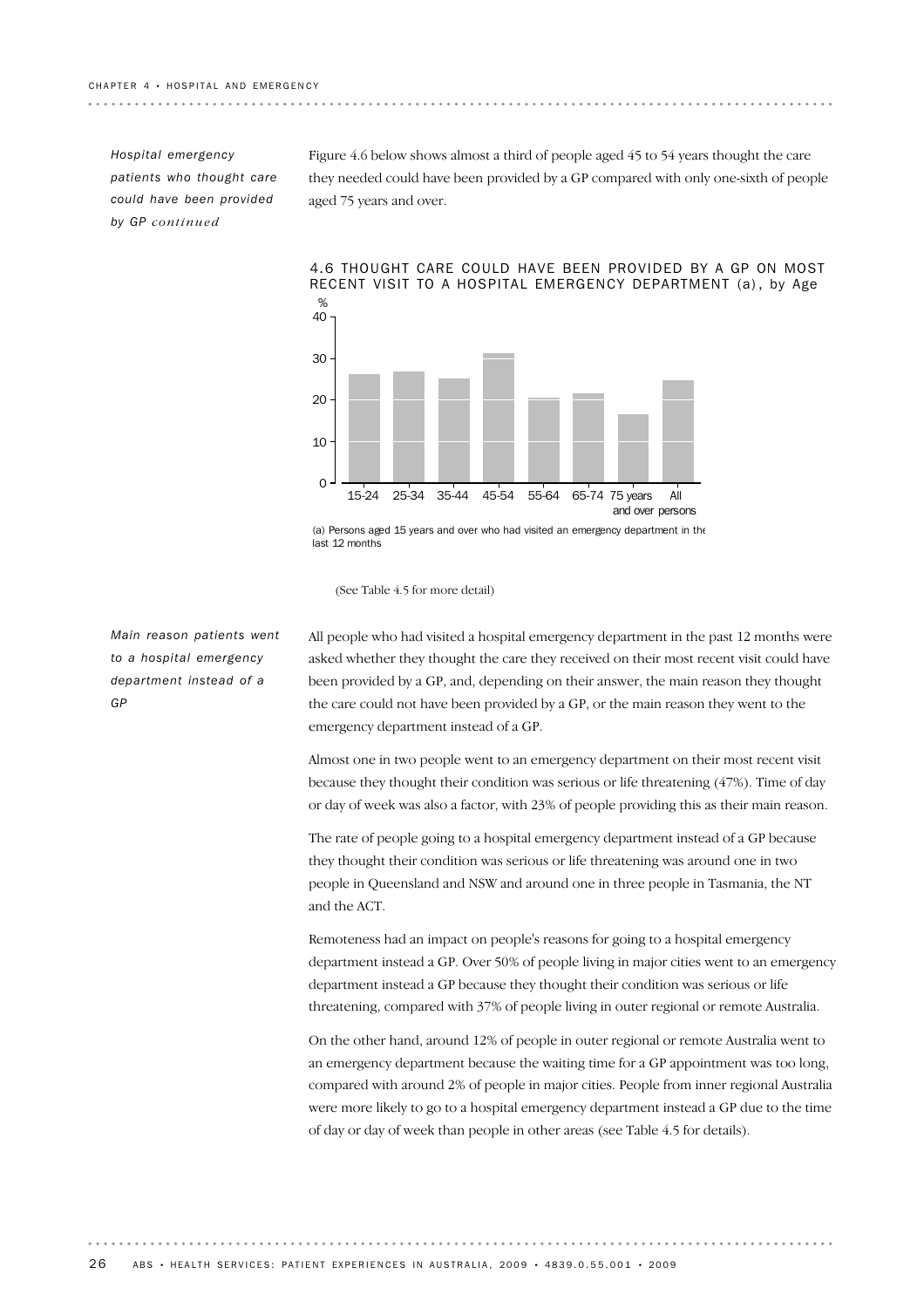*Hospital emergency patients who thought care could have been provided by GP continued*

Figure 4.6 below shows almost a third of people aged 45 to 54 years thought the care they needed could have been provided by a GP compared with only one-sixth of people aged 75 years and over.

**4.6 THOUGHT CARE COULD HAVE BEEN PROVIDED BY A GP ON MOST RECENT VISIT TO A HOSPITAL EMERGENCY DEPARTMENT (a), by Age**

| Age | % |
|---|---|
| 15-24 | 26 |
| 25-34 | 27 |
| 35-44 | 25 |
| 45-54 | 31 |
| 55-64 | 20 |
| 65-74 | 21 |
| 75 years and over | 16 |
| All persons | 25 |

(a) Persons aged 15 years and over who had visited an emergency department in the last 12 months

(See Table 4.5 for more detail)

*Main reason patients went to a hospital emergency department instead of a GP*

All people who had visited a hospital emergency department in the past 12 months were asked whether they thought the care they received on their most recent visit could have been provided by a GP, and, depending on their answer, the main reason they thought the care could not have been provided by a GP, or the main reason they went to the emergency department instead of a GP.

Almost one in two people went to an emergency department on their most recent visit because they thought their condition was serious or life threatening (47%). Time of day or day of week was also a factor, with 23% of people providing this as their main reason.

The rate of people going to a hospital emergency department instead of a GP because they thought their condition was serious or life threatening was around one in two people in Queensland and NSW and around one in three people in Tasmania, the NT and the ACT.

Remoteness had an impact on people's reasons for going to a hospital emergency department instead a GP. Over 50% of people living in major cities went to an emergency department instead a GP because they thought their condition was serious or life threatening, compared with 37% of people living in outer regional or remote Australia.

On the other hand, around 12% of people in outer regional or remote Australia went to an emergency department because the waiting time for a GP appointment was too long, compared with around 2% of people in major cities. People from inner regional Australia were more likely to go to a hospital emergency department instead a GP due to the time of day or day of week than people in other areas (see Table 4.5 for details).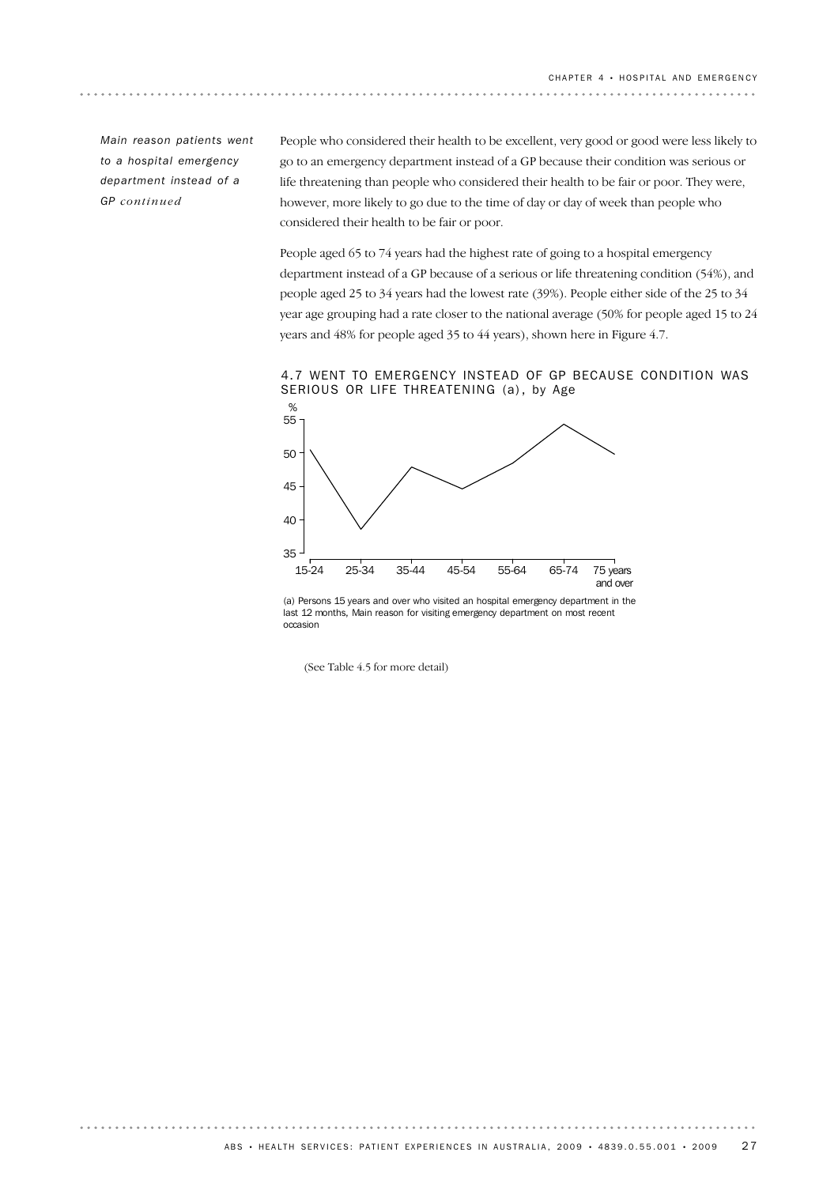*Main reason patients went to a hospital emergency department instead of a GP continued*

People who considered their health to be excellent, very good or good were less likely to go to an emergency department instead of a GP because their condition was serious or life threatening than people who considered their health to be fair or poor. They were, however, more likely to go due to the time of day or day of week than people who considered their health to be fair or poor.

People aged 65 to 74 years had the highest rate of going to a hospital emergency department instead of a GP because of a serious or life threatening condition (54%), and people aged 25 to 34 years had the lowest rate (39%). People either side of the 25 to 34 year age grouping had a rate closer to the national average (50% for people aged 15 to 24 years and 48% for people aged 35 to 44 years), shown here in Figure 4.7.

4.7 WENT TO EMERGENCY INSTEAD OF GP BECAUSE CONDITION WAS SERIOUS OR LIFE THREATENING (a), by Age

(a) Persons 15 years and over who visited an hospital emergency department in the last 12 months, Main reason for visiting emergency department on most recent occasion

(See Table 4.5 for more detail)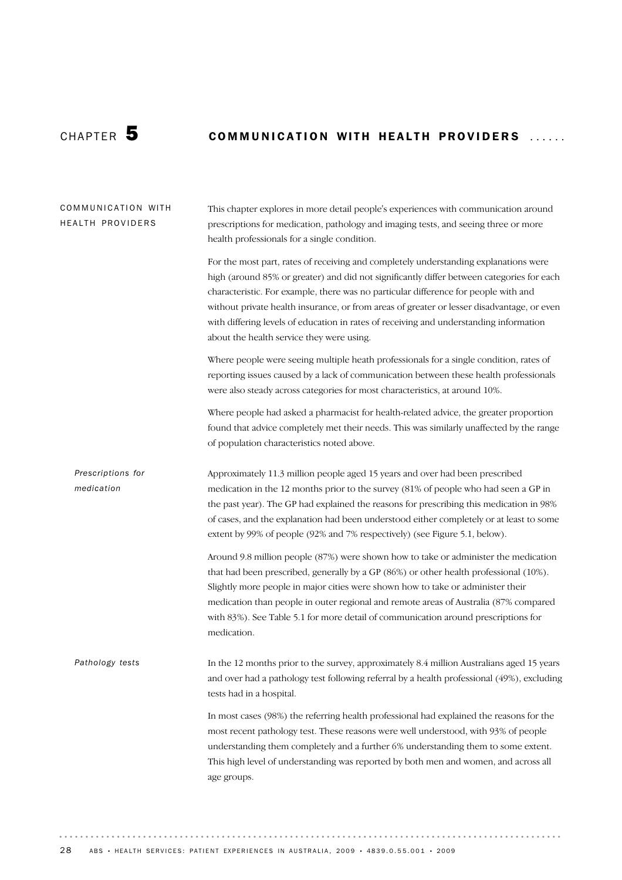# CHAPTER 5 COMMUNICATION WITH HEALTH PROVIDERS

## COMMUNICATION WITH HEALTH PROVIDERS

This chapter explores in more detail people's experiences with communication around prescriptions for medication, pathology and imaging tests, and seeing three or more health professionals for a single condition.

For the most part, rates of receiving and completely understanding explanations were high (around 85% or greater) and did not significantly differ between categories for each characteristic. For example, there was no particular difference for people with and without private health insurance, or from areas of greater or lesser disadvantage, or even with differing levels of education in rates of receiving and understanding information about the health service they were using.

Where people were seeing multiple heath professionals for a single condition, rates of reporting issues caused by a lack of communication between these health professionals were also steady across categories for most characteristics, at around 10%.

Where people had asked a pharmacist for health-related advice, the greater proportion found that advice completely met their needs. This was similarly unaffected by the range of population characteristics noted above.

### *Prescriptions for medication*

Approximately 11.3 million people aged 15 years and over had been prescribed medication in the 12 months prior to the survey (81% of people who had seen a GP in the past year). The GP had explained the reasons for prescribing this medication in 98% of cases, and the explanation had been understood either completely or at least to some extent by 99% of people (92% and 7% respectively) (see Figure 5.1, below).

Around 9.8 million people (87%) were shown how to take or administer the medication that had been prescribed, generally by a GP (86%) or other health professional (10%). Slightly more people in major cities were shown how to take or administer their medication than people in outer regional and remote areas of Australia (87% compared with 83%). See Table 5.1 for more detail of communication around prescriptions for medication.

### *Pathology tests*

In the 12 months prior to the survey, approximately 8.4 million Australians aged 15 years and over had a pathology test following referral by a health professional (49%), excluding tests had in a hospital.

In most cases (98%) the referring health professional had explained the reasons for the most recent pathology test. These reasons were well understood, with 93% of people understanding them completely and a further 6% understanding them to some extent. This high level of understanding was reported by both men and women, and across all age groups.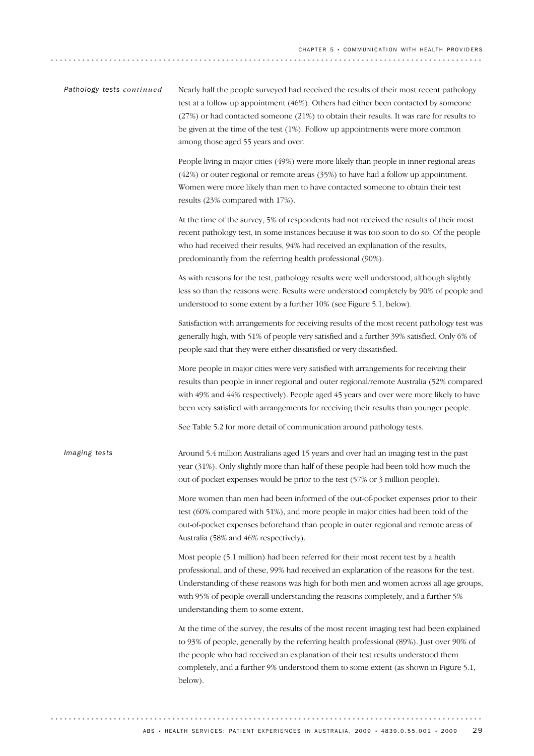### Pathology tests *continued*

Nearly half the people surveyed had received the results of their most recent pathology test at a follow up appointment (46%). Others had either been contacted by someone (27%) or had contacted someone (21%) to obtain their results. It was rare for results to be given at the time of the test (1%). Follow up appointments were more common among those aged 55 years and over.

People living in major cities (49%) were more likely than people in inner regional areas (42%) or outer regional or remote areas (35%) to have had a follow up appointment. Women were more likely than men to have contacted someone to obtain their test results (23% compared with 17%).

At the time of the survey, 5% of respondents had not received the results of their most recent pathology test, in some instances because it was too soon to do so. Of the people who had received their results, 94% had received an explanation of the results, predominantly from the referring health professional (90%).

As with reasons for the test, pathology results were well understood, although slightly less so than the reasons were. Results were understood completely by 90% of people and understood to some extent by a further 10% (see Figure 5.1, below).

Satisfaction with arrangements for receiving results of the most recent pathology test was generally high, with 51% of people very satisfied and a further 39% satisfied. Only 6% of people said that they were either dissatisfied or very dissatisfied.

More people in major cities were very satisfied with arrangements for receiving their results than people in inner regional and outer regional/remote Australia (52% compared with 49% and 44% respectively). People aged 45 years and over were more likely to have been very satisfied with arrangements for receiving their results than younger people.

See Table 5.2 for more detail of communication around pathology tests.

### Imaging tests

Around 5.4 million Australians aged 15 years and over had an imaging test in the past year (31%). Only slightly more than half of these people had been told how much the out-of-pocket expenses would be prior to the test (57% or 3 million people).

More women than men had been informed of the out-of-pocket expenses prior to their test (60% compared with 51%), and more people in major cities had been told of the out-of-pocket expenses beforehand than people in outer regional and remote areas of Australia (58% and 46% respectively).

Most people (5.1 million) had been referred for their most recent test by a health professional, and of these, 99% had received an explanation of the reasons for the test. Understanding of these reasons was high for both men and women across all age groups, with 95% of people overall understanding the reasons completely, and a further 5% understanding them to some extent.

At the time of the survey, the results of the most recent imaging test had been explained to 93% of people, generally by the referring health professional (89%). Just over 90% of the people who had received an explanation of their test results understood them completely, and a further 9% understood them to some extent (as shown in Figure 5.1, below).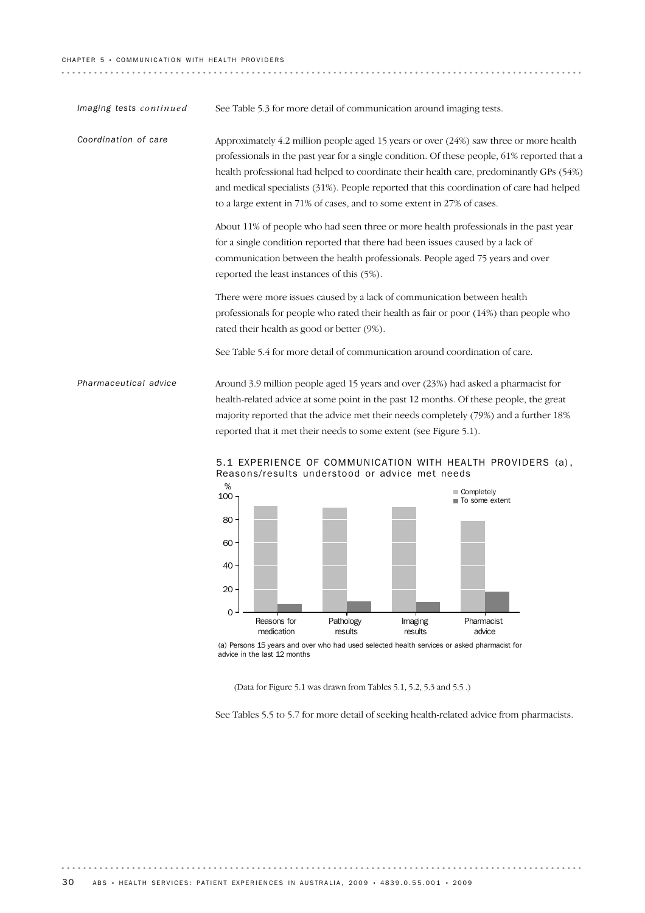*Imaging tests continued*

See Table 5.3 for more detail of communication around imaging tests.

*Coordination of care*

Approximately 4.2 million people aged 15 years or over (24%) saw three or more health professionals in the past year for a single condition. Of these people, 61% reported that a health professional had helped to coordinate their health care, predominantly GPs (54%) and medical specialists (31%). People reported that this coordination of care had helped to a large extent in 71% of cases, and to some extent in 27% of cases.

About 11% of people who had seen three or more health professionals in the past year for a single condition reported that there had been issues caused by a lack of communication between the health professionals. People aged 75 years and over reported the least instances of this (5%).

There were more issues caused by a lack of communication between health professionals for people who rated their health as fair or poor (14%) than people who rated their health as good or better (9%).

See Table 5.4 for more detail of communication around coordination of care.

*Pharmaceutical advice*

Around 3.9 million people aged 15 years and over (23%) had asked a pharmacist for health-related advice at some point in the past 12 months. Of these people, the great majority reported that the advice met their needs completely (79%) and a further 18% reported that it met their needs to some extent (see Figure 5.1).

5.1 EXPERIENCE OF COMMUNICATION WITH HEALTH PROVIDERS (a), Reasons/results understood or advice met needs

(a) Persons 15 years and over who had used selected health services or asked pharmacist for advice in the last 12 months

(Data for Figure 5.1 was drawn from Tables 5.1, 5.2, 5.3 and 5.5 .)

See Tables 5.5 to 5.7 for more detail of seeking health-related advice from pharmacists.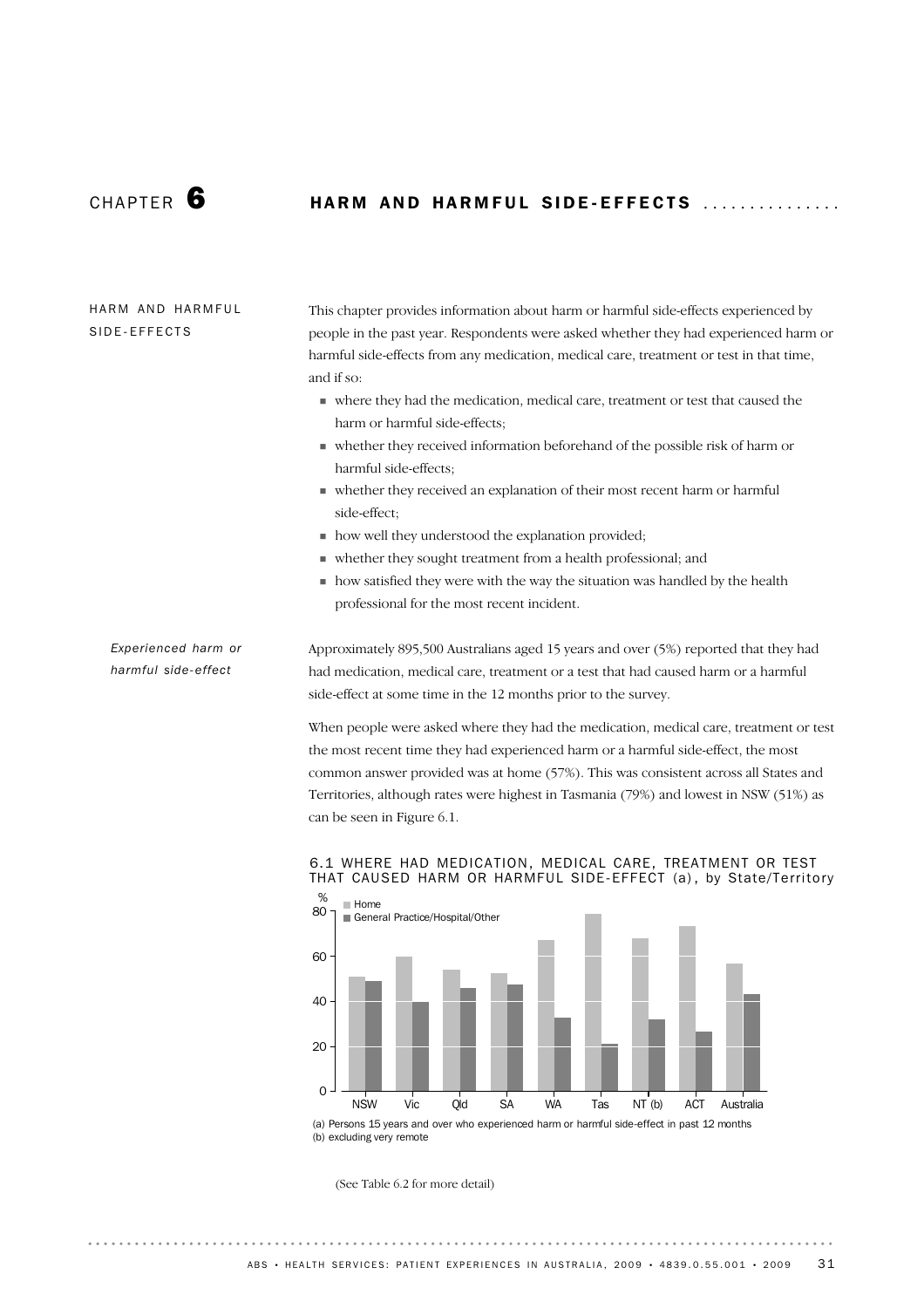# CHAPTER 6 HARM AND HARMFUL SIDE-EFFECTS

## HARM AND HARMFUL SIDE-EFFECTS

This chapter provides information about harm or harmful side-effects experienced by people in the past year. Respondents were asked whether they had experienced harm or harmful side-effects from any medication, medical care, treatment or test in that time, and if so:

- where they had the medication, medical care, treatment or test that caused the harm or harmful side-effects;
- whether they received information beforehand of the possible risk of harm or harmful side-effects;
- whether they received an explanation of their most recent harm or harmful side-effect;
- how well they understood the explanation provided;
- whether they sought treatment from a health professional; and
- how satisfied they were with the way the situation was handled by the health professional for the most recent incident.

### *Experienced harm or harmful side-effect*

Approximately 895,500 Australians aged 15 years and over (5%) reported that they had had medication, medical care, treatment or a test that had caused harm or a harmful side-effect at some time in the 12 months prior to the survey.

When people were asked where they had the medication, medical care, treatment or test the most recent time they had experienced harm or a harmful side-effect, the most common answer provided was at home (57%). This was consistent across all States and Territories, although rates were highest in Tasmania (79%) and lowest in NSW (51%) as can be seen in Figure 6.1.

6.1 WHERE HAD MEDICATION, MEDICAL CARE, TREATMENT OR TEST THAT CAUSED HARM OR HARMFUL SIDE-EFFECT (a), by State/Territory

(a) Persons 15 years and over who experienced harm or harmful side-effect in past 12 months
(b) excluding very remote

(See Table 6.2 for more detail)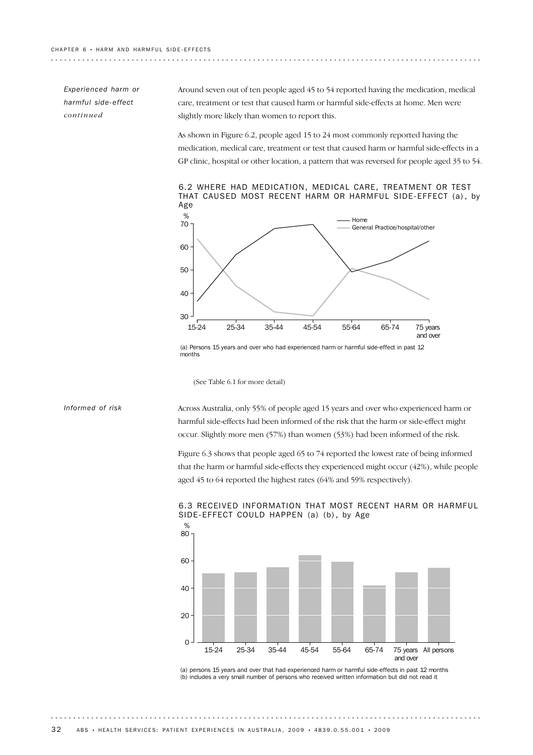*Experienced harm or harmful side-effect continued*

Around seven out of ten people aged 45 to 54 reported having the medication, medical care, treatment or test that caused harm or harmful side-effects at home. Men were slightly more likely than women to report this.

As shown in Figure 6.2, people aged 15 to 24 most commonly reported having the medication, medical care, treatment or test that caused harm or harmful side-effects in a GP clinic, hospital or other location, a pattern that was reversed for people aged 35 to 54.

6.2 WHERE HAD MEDICATION, MEDICAL CARE, TREATMENT OR TEST THAT CAUSED MOST RECENT HARM OR HARMFUL SIDE-EFFECT (a), by Age

(a) Persons 15 years and over who had experienced harm or harmful side-effect in past 12 months

(See Table 6.1 for more detail)

*Informed of risk*

Across Australia, only 55% of people aged 15 years and over who experienced harm or harmful side-effects had been informed of the risk that the harm or side-effect might occur. Slightly more men (57%) than women (53%) had been informed of the risk.

Figure 6.3 shows that people aged 65 to 74 reported the lowest rate of being informed that the harm or harmful side-effects they experienced might occur (42%), while people aged 45 to 64 reported the highest rates (64% and 59% respectively).

6.3 RECEIVED INFORMATION THAT MOST RECENT HARM OR HARMFUL SIDE-EFFECT COULD HAPPEN (a) (b), by Age

(a) persons 15 years and over that had experienced harm or harmful side-effects in past 12 months
(b) includes a very small number of persons who received written information but did not read it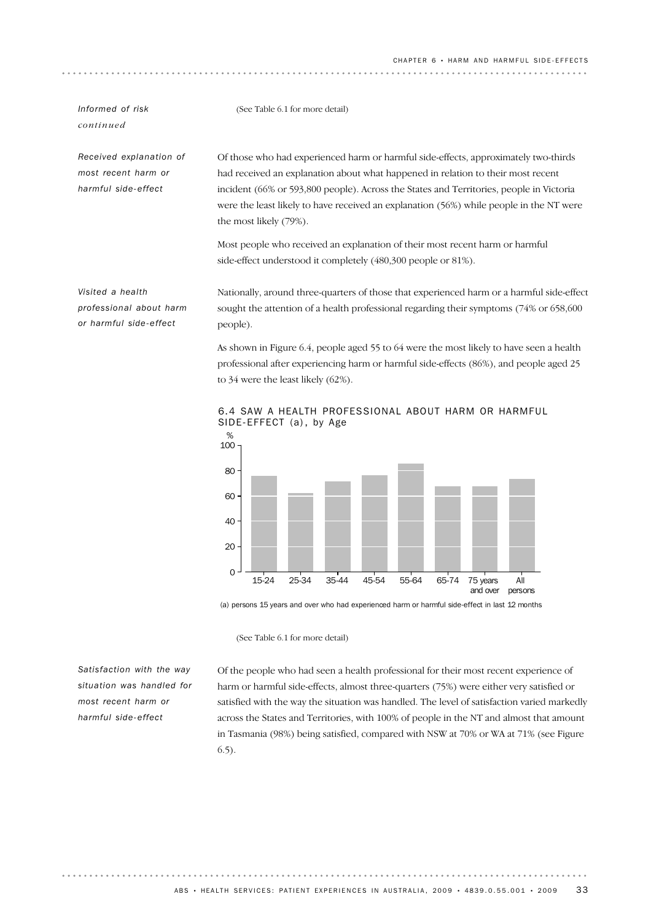*Informed of risk continued*

(See Table 6.1 for more detail)

*Received explanation of most recent harm or harmful side-effect*

Of those who had experienced harm or harmful side-effects, approximately two-thirds had received an explanation about what happened in relation to their most recent incident (66% or 593,800 people). Across the States and Territories, people in Victoria were the least likely to have received an explanation (56%) while people in the NT were the most likely (79%).

Most people who received an explanation of their most recent harm or harmful side-effect understood it completely (480,300 people or 81%).

*Visited a health professional about harm or harmful side-effect*

Nationally, around three-quarters of those that experienced harm or a harmful side-effect sought the attention of a health professional regarding their symptoms (74% or 658,600 people).

As shown in Figure 6.4, people aged 55 to 64 were the most likely to have seen a health professional after experiencing harm or harmful side-effects (86%), and people aged 25 to 34 were the least likely (62%).

6.4 SAW A HEALTH PROFESSIONAL ABOUT HARM OR HARMFUL SIDE-EFFECT (a), by Age

(a) persons 15 years and over who had experienced harm or harmful side-effect in last 12 months

(See Table 6.1 for more detail)

*Satisfaction with the way situation was handled for most recent harm or harmful side-effect*

Of the people who had seen a health professional for their most recent experience of harm or harmful side-effects, almost three-quarters (75%) were either very satisfied or satisfied with the way the situation was handled. The level of satisfaction varied markedly across the States and Territories, with 100% of people in the NT and almost that amount in Tasmania (98%) being satisfied, compared with NSW at 70% or WA at 71% (see Figure 6.5).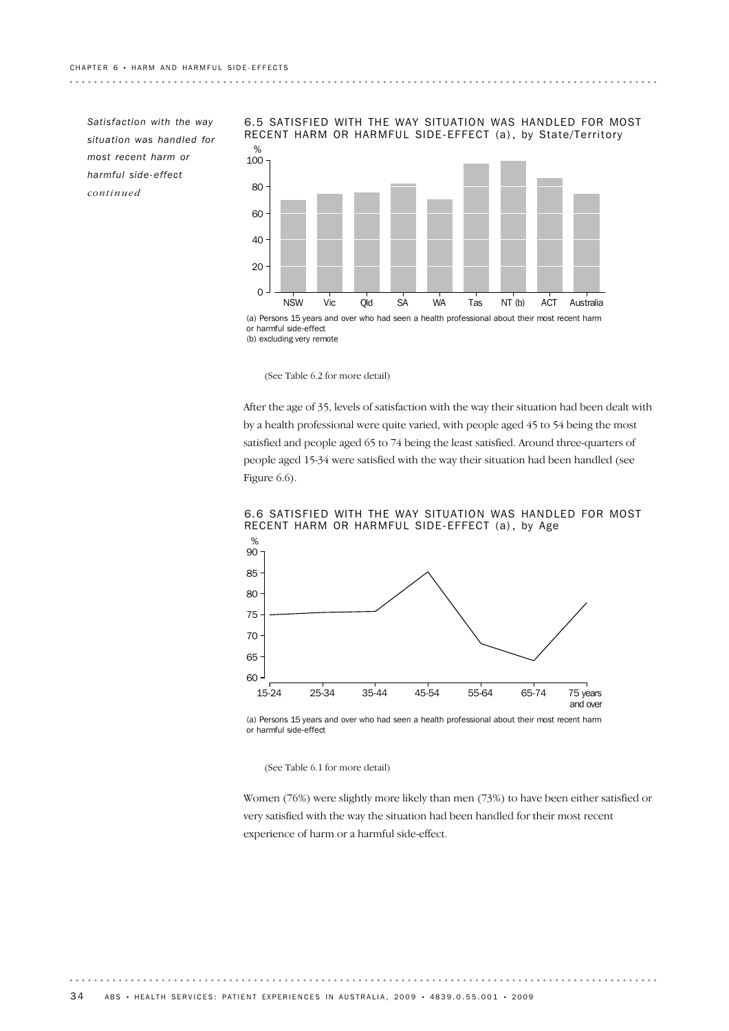*Satisfaction with the way situation was handled for most recent harm or harmful side-effect continued*

6.5 SATISFIED WITH THE WAY SITUATION WAS HANDLED FOR MOST RECENT HARM OR HARMFUL SIDE-EFFECT (a), by State/Territory

(a) Persons 15 years and over who had seen a health professional about their most recent harm or harmful side-effect
(b) excluding very remote

(See Table 6.2 for more detail)

After the age of 35, levels of satisfaction with the way their situation had been dealt with by a health professional were quite varied, with people aged 45 to 54 being the most satisfied and people aged 65 to 74 being the least satisfied. Around three-quarters of people aged 15-34 were satisfied with the way their situation had been handled (see Figure 6.6).

6.6 SATISFIED WITH THE WAY SITUATION WAS HANDLED FOR MOST RECENT HARM OR HARMFUL SIDE-EFFECT (a), by Age

(a) Persons 15 years and over who had seen a health professional about their most recent harm or harmful side-effect

(See Table 6.1 for more detail)

Women (76%) were slightly more likely than men (73%) to have been either satisfied or very satisfied with the way the situation had been handled for their most recent experience of harm or a harmful side-effect.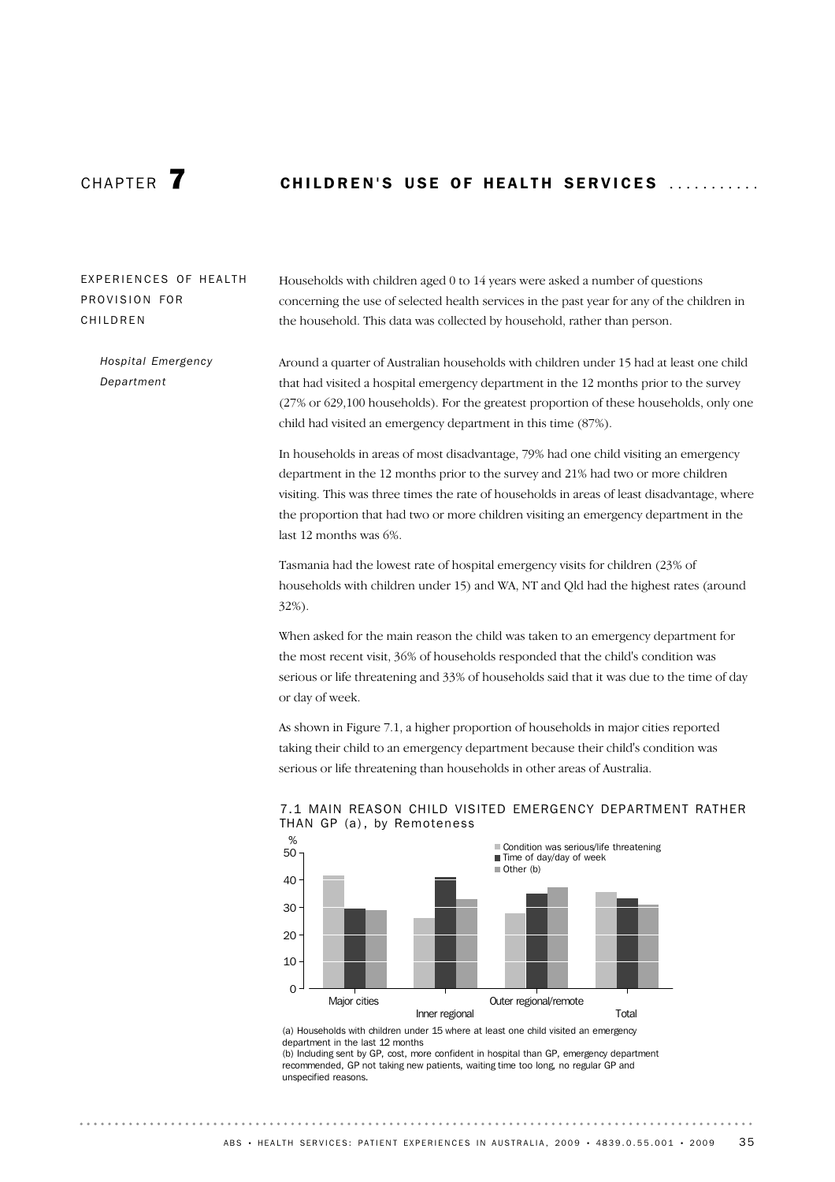# CHAPTER 7 CHILDREN'S USE OF HEALTH SERVICES

## EXPERIENCES OF HEALTH PROVISION FOR CHILDREN

Households with children aged 0 to 14 years were asked a number of questions concerning the use of selected health services in the past year for any of the children in the household. This data was collected by household, rather than person.

### *Hospital Emergency Department*

Around a quarter of Australian households with children under 15 had at least one child that had visited a hospital emergency department in the 12 months prior to the survey (27% or 629,100 households). For the greatest proportion of these households, only one child had visited an emergency department in this time (87%).

In households in areas of most disadvantage, 79% had one child visiting an emergency department in the 12 months prior to the survey and 21% had two or more children visiting. This was three times the rate of households in areas of least disadvantage, where the proportion that had two or more children visiting an emergency department in the last 12 months was 6%.

Tasmania had the lowest rate of hospital emergency visits for children (23% of households with children under 15) and WA, NT and Qld had the highest rates (around 32%).

When asked for the main reason the child was taken to an emergency department for the most recent visit, 36% of households responded that the child's condition was serious or life threatening and 33% of households said that it was due to the time of day or day of week.

As shown in Figure 7.1, a higher proportion of households in major cities reported taking their child to an emergency department because their child's condition was serious or life threatening than households in other areas of Australia.

7.1 MAIN REASON CHILD VISITED EMERGENCY DEPARTMENT RATHER THAN GP (a), by Remoteness

(a) Households with children under 15 where at least one child visited an emergency department in the last 12 months

(b) Including sent by GP, cost, more confident in hospital than GP, emergency department recommended, GP not taking new patients, waiting time too long, no regular GP and unspecified reasons.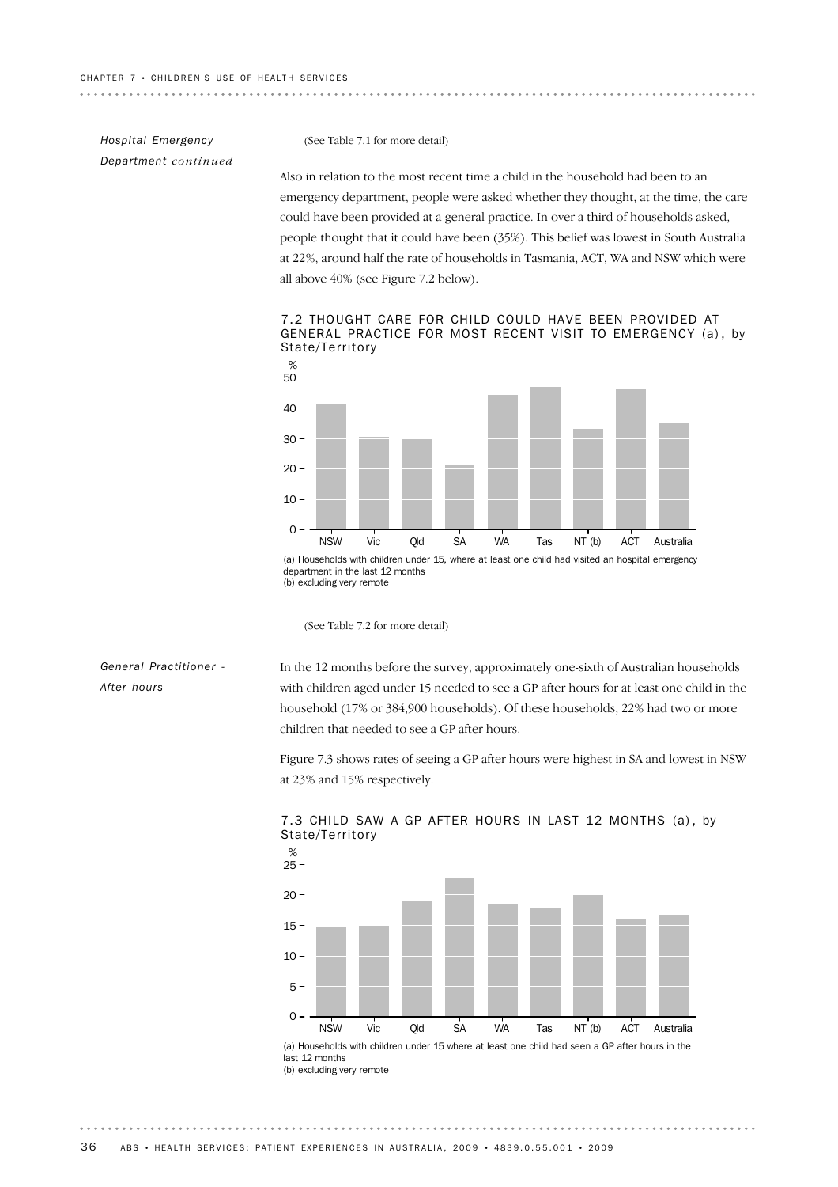*Hospital Emergency Department continued*

(See Table 7.1 for more detail)

Also in relation to the most recent time a child in the household had been to an emergency department, people were asked whether they thought, at the time, the care could have been provided at a general practice. In over a third of households asked, people thought that it could have been (35%). This belief was lowest in South Australia at 22%, around half the rate of households in Tasmania, ACT, WA and NSW which were all above 40% (see Figure 7.2 below).

7.2 THOUGHT CARE FOR CHILD COULD HAVE BEEN PROVIDED AT GENERAL PRACTICE FOR MOST RECENT VISIT TO EMERGENCY (a), by State/Territory

(a) Households with children under 15, where at least one child had visited an hospital emergency department in the last 12 months
(b) excluding very remote

(See Table 7.2 for more detail)

*General Practitioner - After hours*

In the 12 months before the survey, approximately one-sixth of Australian households with children aged under 15 needed to see a GP after hours for at least one child in the household (17% or 384,900 households). Of these households, 22% had two or more children that needed to see a GP after hours.

Figure 7.3 shows rates of seeing a GP after hours were highest in SA and lowest in NSW at 23% and 15% respectively.

7.3 CHILD SAW A GP AFTER HOURS IN LAST 12 MONTHS (a), by State/Territory

(a) Households with children under 15 where at least one child had seen a GP after hours in the last 12 months
(b) excluding very remote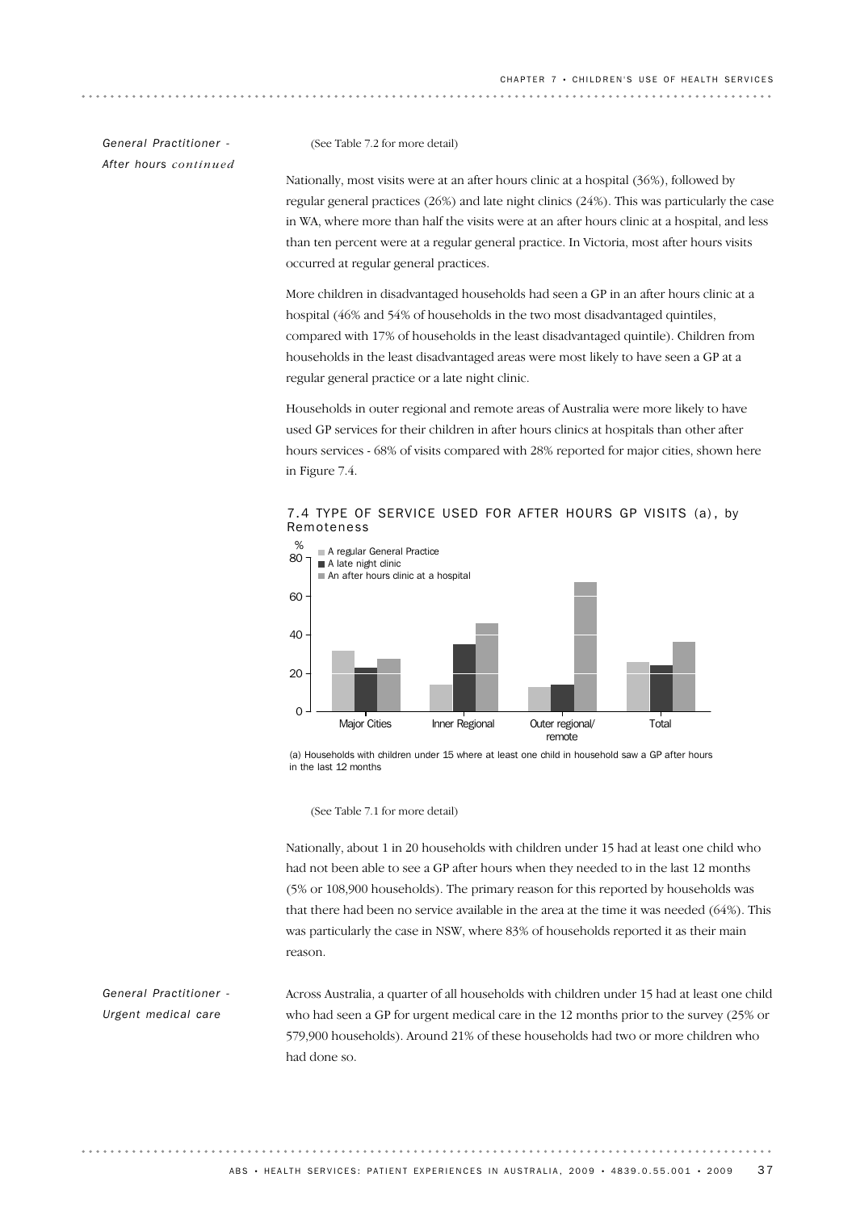*General Practitioner - After hours continued*

(See Table 7.2 for more detail)

Nationally, most visits were at an after hours clinic at a hospital (36%), followed by regular general practices (26%) and late night clinics (24%). This was particularly the case in WA, where more than half the visits were at an after hours clinic at a hospital, and less than ten percent were at a regular general practice. In Victoria, most after hours visits occurred at regular general practices.

More children in disadvantaged households had seen a GP in an after hours clinic at a hospital (46% and 54% of households in the two most disadvantaged quintiles, compared with 17% of households in the least disadvantaged quintile). Children from households in the least disadvantaged areas were most likely to have seen a GP at a regular general practice or a late night clinic.

Households in outer regional and remote areas of Australia were more likely to have used GP services for their children in after hours clinics at hospitals than other after hours services - 68% of visits compared with 28% reported for major cities, shown here in Figure 7.4.

7.4 TYPE OF SERVICE USED FOR AFTER HOURS GP VISITS (a), by Remoteness

(a) Households with children under 15 where at least one child in household saw a GP after hours in the last 12 months

(See Table 7.1 for more detail)

Nationally, about 1 in 20 households with children under 15 had at least one child who had not been able to see a GP after hours when they needed to in the last 12 months (5% or 108,900 households). The primary reason for this reported by households was that there had been no service available in the area at the time it was needed (64%). This was particularly the case in NSW, where 83% of households reported it as their main reason.

*General Practitioner - Urgent medical care*

Across Australia, a quarter of all households with children under 15 had at least one child who had seen a GP for urgent medical care in the 12 months prior to the survey (25% or 579,900 households). Around 21% of these households had two or more children who had done so.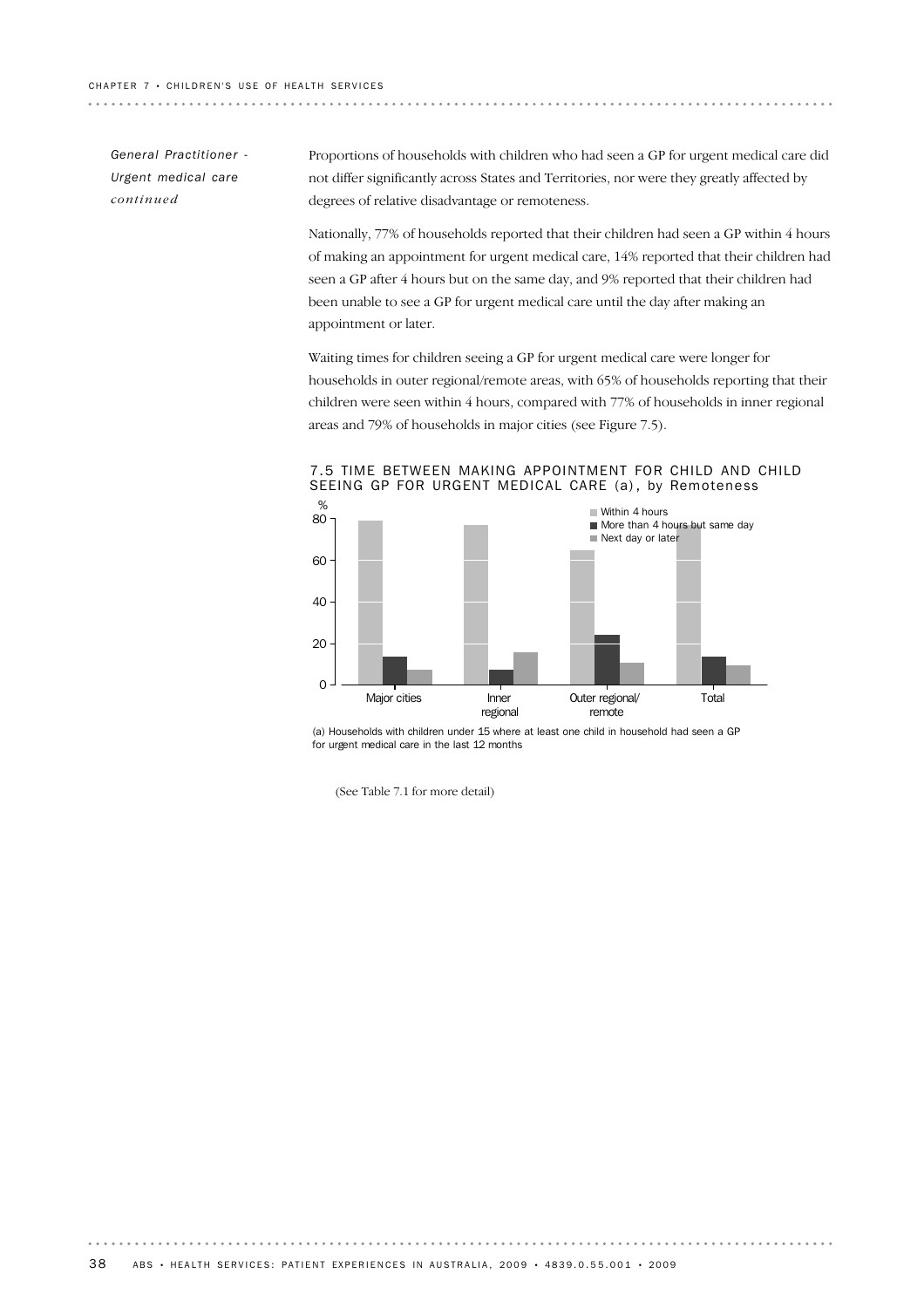*General Practitioner - Urgent medical care continued*

Proportions of households with children who had seen a GP for urgent medical care did not differ significantly across States and Territories, nor were they greatly affected by degrees of relative disadvantage or remoteness.

Nationally, 77% of households reported that their children had seen a GP within 4 hours of making an appointment for urgent medical care, 14% reported that their children had seen a GP after 4 hours but on the same day, and 9% reported that their children had been unable to see a GP for urgent medical care until the day after making an appointment or later.

Waiting times for children seeing a GP for urgent medical care were longer for households in outer regional/remote areas, with 65% of households reporting that their children were seen within 4 hours, compared with 77% of households in inner regional areas and 79% of households in major cities (see Figure 7.5).

7.5 TIME BETWEEN MAKING APPOINTMENT FOR CHILD AND CHILD SEEING GP FOR URGENT MEDICAL CARE (a), by Remoteness

(a) Households with children under 15 where at least one child in household had seen a GP for urgent medical care in the last 12 months

(See Table 7.1 for more detail)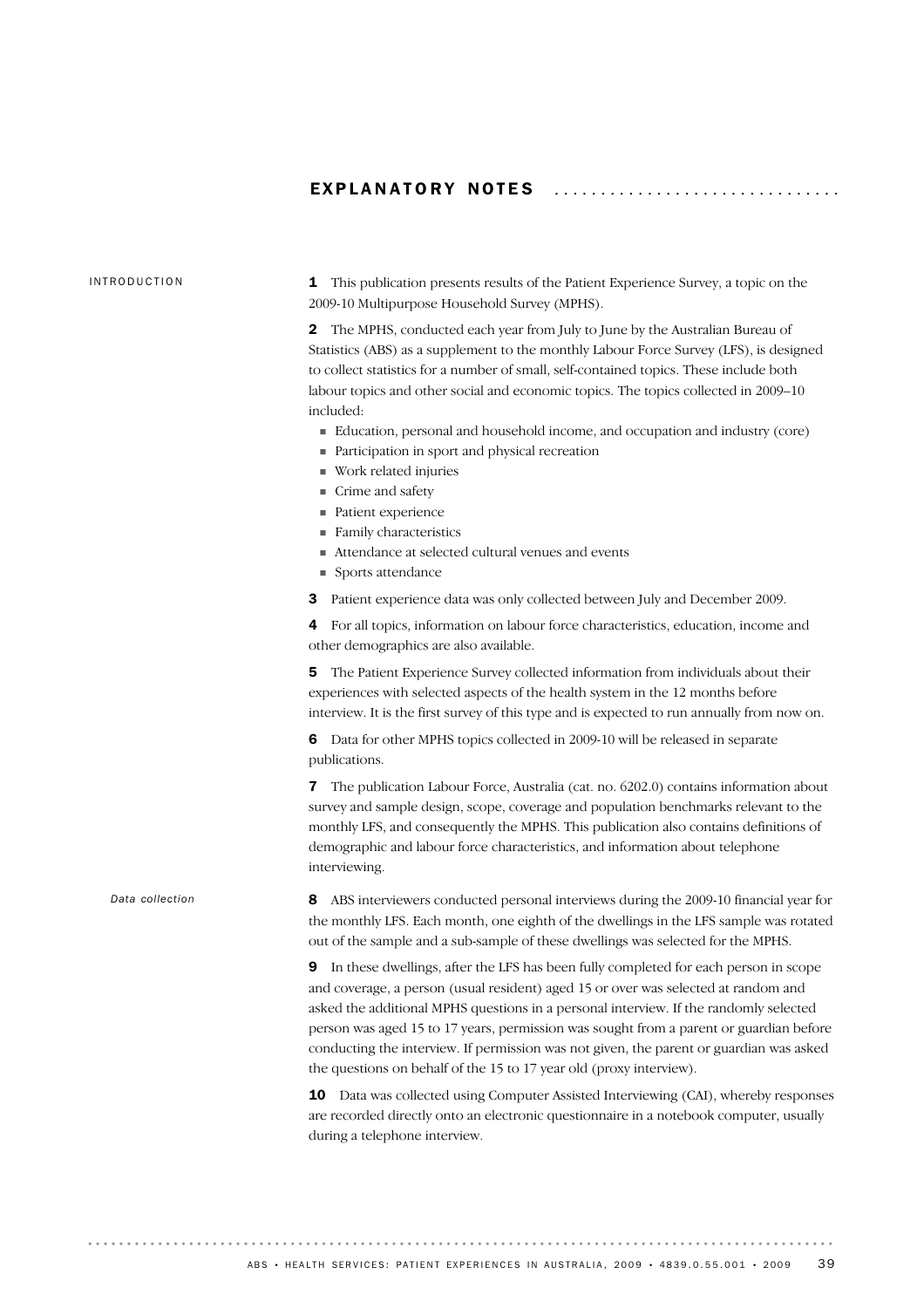# EXPLANATORY NOTES

## INTRODUCTION

**1** This publication presents results of the Patient Experience Survey, a topic on the 2009-10 Multipurpose Household Survey (MPHS).

**2** The MPHS, conducted each year from July to June by the Australian Bureau of Statistics (ABS) as a supplement to the monthly Labour Force Survey (LFS), is designed to collect statistics for a number of small, self-contained topics. These include both labour topics and other social and economic topics. The topics collected in 2009–10 included:

- Education, personal and household income, and occupation and industry (core)
- Participation in sport and physical recreation
- Work related injuries
- Crime and safety
- Patient experience
- Family characteristics
- Attendance at selected cultural venues and events
- Sports attendance

**3** Patient experience data was only collected between July and December 2009.

**4** For all topics, information on labour force characteristics, education, income and other demographics are also available.

**5** The Patient Experience Survey collected information from individuals about their experiences with selected aspects of the health system in the 12 months before interview. It is the first survey of this type and is expected to run annually from now on.

**6** Data for other MPHS topics collected in 2009-10 will be released in separate publications.

**7** The publication Labour Force, Australia (cat. no. 6202.0) contains information about survey and sample design, scope, coverage and population benchmarks relevant to the monthly LFS, and consequently the MPHS. This publication also contains definitions of demographic and labour force characteristics, and information about telephone interviewing.

### *Data collection*

**8** ABS interviewers conducted personal interviews during the 2009-10 financial year for the monthly LFS. Each month, one eighth of the dwellings in the LFS sample was rotated out of the sample and a sub-sample of these dwellings was selected for the MPHS.

**9** In these dwellings, after the LFS has been fully completed for each person in scope and coverage, a person (usual resident) aged 15 or over was selected at random and asked the additional MPHS questions in a personal interview. If the randomly selected person was aged 15 to 17 years, permission was sought from a parent or guardian before conducting the interview. If permission was not given, the parent or guardian was asked the questions on behalf of the 15 to 17 year old (proxy interview).

**10** Data was collected using Computer Assisted Interviewing (CAI), whereby responses are recorded directly onto an electronic questionnaire in a notebook computer, usually during a telephone interview.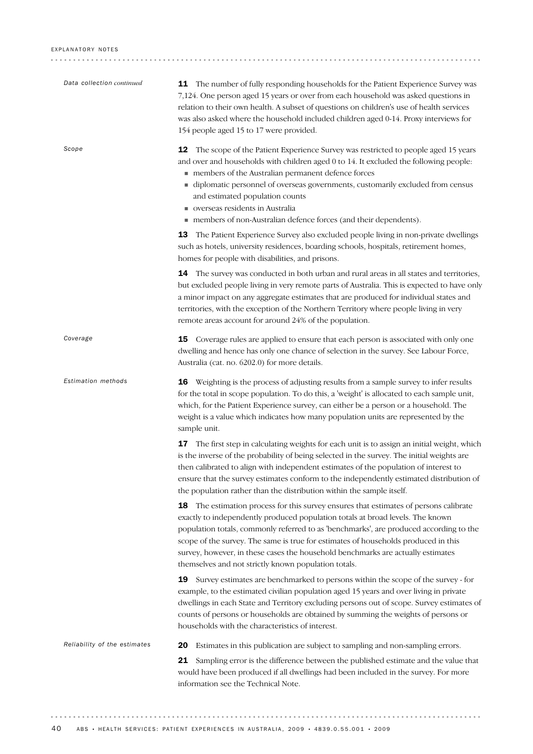*Data collection continued*

**11** The number of fully responding households for the Patient Experience Survey was 7,124. One person aged 15 years or over from each household was asked questions in relation to their own health. A subset of questions on children's use of health services was also asked where the household included children aged 0-14. Proxy interviews for 154 people aged 15 to 17 were provided.

*Scope*

**12** The scope of the Patient Experience Survey was restricted to people aged 15 years and over and households with children aged 0 to 14. It excluded the following people:

- members of the Australian permanent defence forces
- diplomatic personnel of overseas governments, customarily excluded from census and estimated population counts
- overseas residents in Australia
- members of non-Australian defence forces (and their dependents).

**13** The Patient Experience Survey also excluded people living in non-private dwellings such as hotels, university residences, boarding schools, hospitals, retirement homes, homes for people with disabilities, and prisons.

**14** The survey was conducted in both urban and rural areas in all states and territories, but excluded people living in very remote parts of Australia. This is expected to have only a minor impact on any aggregate estimates that are produced for individual states and territories, with the exception of the Northern Territory where people living in very remote areas account for around 24% of the population.

*Coverage*

**15** Coverage rules are applied to ensure that each person is associated with only one dwelling and hence has only one chance of selection in the survey. See Labour Force, Australia (cat. no. 6202.0) for more details.

*Estimation methods*

**16** Weighting is the process of adjusting results from a sample survey to infer results for the total in scope population. To do this, a 'weight' is allocated to each sample unit, which, for the Patient Experience survey, can either be a person or a household. The weight is a value which indicates how many population units are represented by the sample unit.

**17** The first step in calculating weights for each unit is to assign an initial weight, which is the inverse of the probability of being selected in the survey. The initial weights are then calibrated to align with independent estimates of the population of interest to ensure that the survey estimates conform to the independently estimated distribution of the population rather than the distribution within the sample itself.

**18** The estimation process for this survey ensures that estimates of persons calibrate exactly to independently produced population totals at broad levels. The known population totals, commonly referred to as 'benchmarks', are produced according to the scope of the survey. The same is true for estimates of households produced in this survey, however, in these cases the household benchmarks are actually estimates themselves and not strictly known population totals.

**19** Survey estimates are benchmarked to persons within the scope of the survey - for example, to the estimated civilian population aged 15 years and over living in private dwellings in each State and Territory excluding persons out of scope. Survey estimates of counts of persons or households are obtained by summing the weights of persons or households with the characteristics of interest.

*Reliability of the estimates*

**20** Estimates in this publication are subject to sampling and non-sampling errors.

**21** Sampling error is the difference between the published estimate and the value that would have been produced if all dwellings had been included in the survey. For more information see the Technical Note.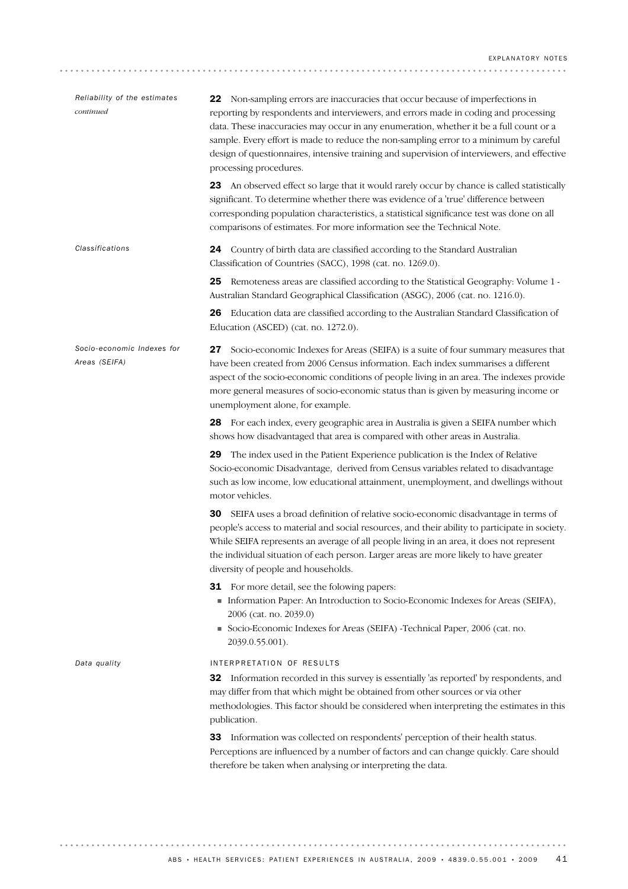*Reliability of the estimates continued*

**22** Non-sampling errors are inaccuracies that occur because of imperfections in reporting by respondents and interviewers, and errors made in coding and processing data. These inaccuracies may occur in any enumeration, whether it be a full count or a sample. Every effort is made to reduce the non-sampling error to a minimum by careful design of questionnaires, intensive training and supervision of interviewers, and effective processing procedures.

**23** An observed effect so large that it would rarely occur by chance is called statistically significant. To determine whether there was evidence of a 'true' difference between corresponding population characteristics, a statistical significance test was done on all comparisons of estimates. For more information see the Technical Note.

*Classifications*

**24** Country of birth data are classified according to the Standard Australian Classification of Countries (SACC), 1998 (cat. no. 1269.0).

**25** Remoteness areas are classified according to the Statistical Geography: Volume 1 - Australian Standard Geographical Classification (ASGC), 2006 (cat. no. 1216.0).

**26** Education data are classified according to the Australian Standard Classification of Education (ASCED) (cat. no. 1272.0).

*Socio-economic Indexes for Areas (SEIFA)*

**27** Socio-economic Indexes for Areas (SEIFA) is a suite of four summary measures that have been created from 2006 Census information. Each index summarises a different aspect of the socio-economic conditions of people living in an area. The indexes provide more general measures of socio-economic status than is given by measuring income or unemployment alone, for example.

**28** For each index, every geographic area in Australia is given a SEIFA number which shows how disadvantaged that area is compared with other areas in Australia.

**29** The index used in the Patient Experience publication is the Index of Relative Socio-economic Disadvantage, derived from Census variables related to disadvantage such as low income, low educational attainment, unemployment, and dwellings without motor vehicles.

**30** SEIFA uses a broad definition of relative socio-economic disadvantage in terms of people's access to material and social resources, and their ability to participate in society. While SEIFA represents an average of all people living in an area, it does not represent the individual situation of each person. Larger areas are more likely to have greater diversity of people and households.

**31** For more detail, see the folowing papers:

- Information Paper: An Introduction to Socio-Economic Indexes for Areas (SEIFA), 2006 (cat. no. 2039.0)
- Socio-Economic Indexes for Areas (SEIFA) -Technical Paper, 2006 (cat. no. 2039.0.55.001).

*Data quality*

INTERPRETATION OF RESULTS

**32** Information recorded in this survey is essentially 'as reported' by respondents, and may differ from that which might be obtained from other sources or via other methodologies. This factor should be considered when interpreting the estimates in this publication.

**33** Information was collected on respondents' perception of their health status. Perceptions are influenced by a number of factors and can change quickly. Care should therefore be taken when analysing or interpreting the data.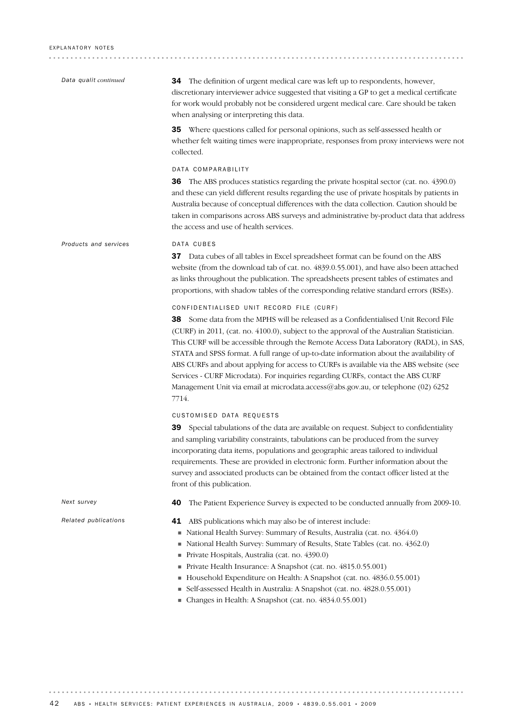*Data qualit continued*

**34** The definition of urgent medical care was left up to respondents, however, discretionary interviewer advice suggested that visiting a GP to get a medical certificate for work would probably not be considered urgent medical care. Care should be taken when analysing or interpreting this data.

**35** Where questions called for personal opinions, such as self-assessed health or whether felt waiting times were inappropriate, responses from proxy interviews were not collected.

### DATA COMPARABILITY

**36** The ABS produces statistics regarding the private hospital sector (cat. no. 4390.0) and these can yield different results regarding the use of private hospitals by patients in Australia because of conceptual differences with the data collection. Caution should be taken in comparisons across ABS surveys and administrative by-product data that address the access and use of health services.

## *Products and services*

### DATA CUBES

**37** Data cubes of all tables in Excel spreadsheet format can be found on the ABS website (from the download tab of cat. no. 4839.0.55.001), and have also been attached as links throughout the publication. The spreadsheets present tables of estimates and proportions, with shadow tables of the corresponding relative standard errors (RSEs).

### CONFIDENTIALISED UNIT RECORD FILE (CURF)

**38** Some data from the MPHS will be released as a Confidentialised Unit Record File (CURF) in 2011, (cat. no. 4100.0), subject to the approval of the Australian Statistician. This CURF will be accessible through the Remote Access Data Laboratory (RADL), in SAS, STATA and SPSS format. A full range of up-to-date information about the availability of ABS CURFs and about applying for access to CURFs is available via the ABS website (see Services - CURF Microdata). For inquiries regarding CURFs, contact the ABS CURF Management Unit via email at microdata.access@abs.gov.au, or telephone (02) 6252 7714.

### CUSTOMISED DATA REQUESTS

**39** Special tabulations of the data are available on request. Subject to confidentiality and sampling variability constraints, tabulations can be produced from the survey incorporating data items, populations and geographic areas tailored to individual requirements. These are provided in electronic form. Further information about the survey and associated products can be obtained from the contact officer listed at the front of this publication.

## *Next survey*

**40** The Patient Experience Survey is expected to be conducted annually from 2009-10.

## *Related publications*

**41** ABS publications which may also be of interest include:

- National Health Survey: Summary of Results, Australia (cat. no. 4364.0)
- National Health Survey: Summary of Results, State Tables (cat. no. 4362.0)
- Private Hospitals, Australia (cat. no. 4390.0)
- Private Health Insurance: A Snapshot (cat. no. 4815.0.55.001)
- Household Expenditure on Health: A Snapshot (cat. no. 4836.0.55.001)
- Self-assessed Health in Australia: A Snapshot (cat. no. 4828.0.55.001)
- Changes in Health: A Snapshot (cat. no. 4834.0.55.001)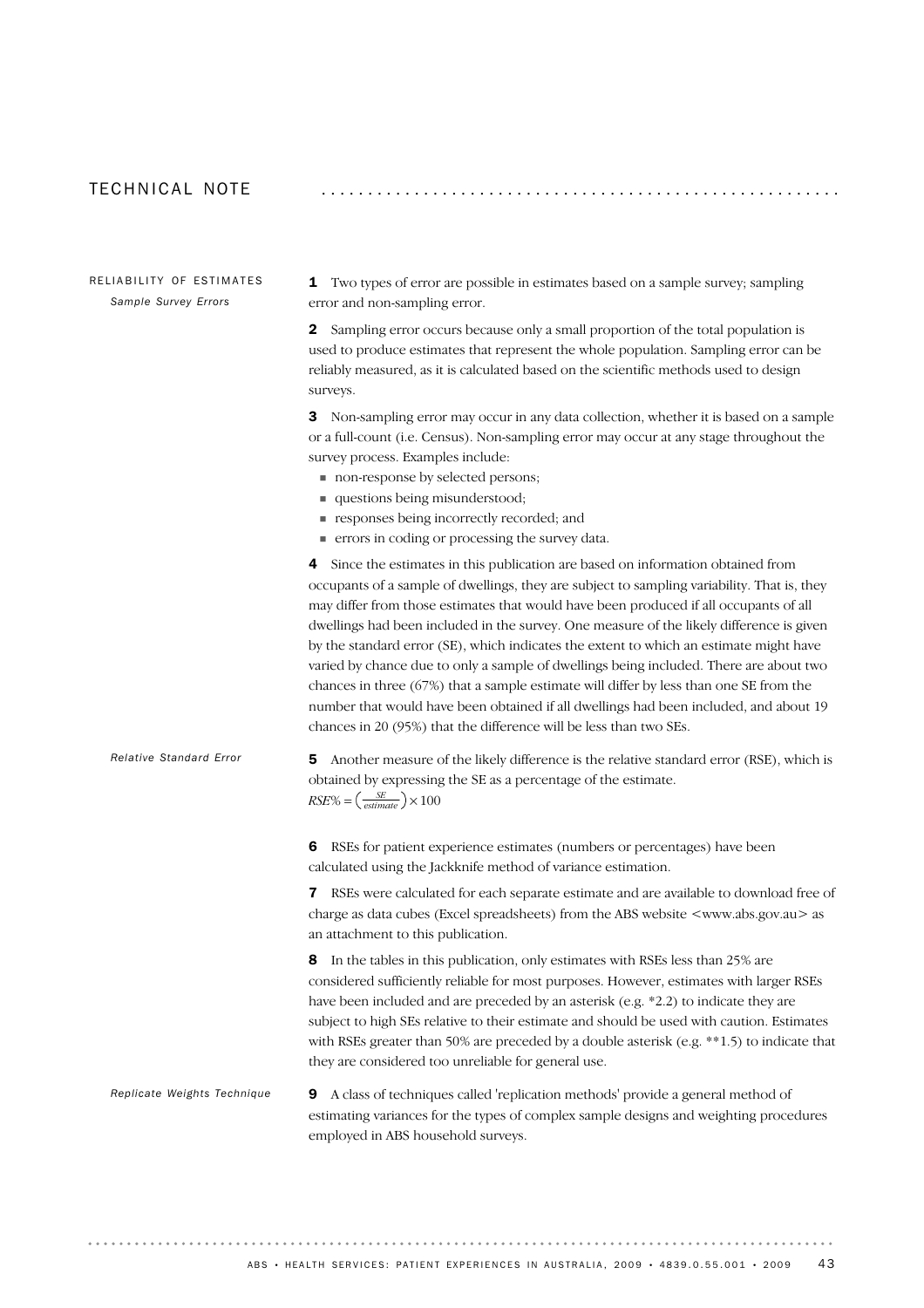# TECHNICAL NOTE

## RELIABILITY OF ESTIMATES

### *Sample Survey Errors*

**1** Two types of error are possible in estimates based on a sample survey; sampling error and non-sampling error.

**2** Sampling error occurs because only a small proportion of the total population is used to produce estimates that represent the whole population. Sampling error can be reliably measured, as it is calculated based on the scientific methods used to design surveys.

**3** Non-sampling error may occur in any data collection, whether it is based on a sample or a full-count (i.e. Census). Non-sampling error may occur at any stage throughout the survey process. Examples include:

- non-response by selected persons;
- questions being misunderstood;
- responses being incorrectly recorded; and
- errors in coding or processing the survey data.

**4** Since the estimates in this publication are based on information obtained from occupants of a sample of dwellings, they are subject to sampling variability. That is, they may differ from those estimates that would have been produced if all occupants of all dwellings had been included in the survey. One measure of the likely difference is given by the standard error (SE), which indicates the extent to which an estimate might have varied by chance due to only a sample of dwellings being included. There are about two chances in three (67%) that a sample estimate will differ by less than one SE from the number that would have been obtained if all dwellings had been included, and about 19 chances in 20 (95%) that the difference will be less than two SEs.

### *Relative Standard Error*

**5** Another measure of the likely difference is the relative standard error (RSE), which is obtained by expressing the SE as a percentage of the estimate.

$$RSE\% = \left(\frac{SE}{estimate}\right) \times 100$$

**6** RSEs for patient experience estimates (numbers or percentages) have been calculated using the Jackknife method of variance estimation.

**7** RSEs were calculated for each separate estimate and are available to download free of charge as data cubes (Excel spreadsheets) from the ABS website <www.abs.gov.au> as an attachment to this publication.

**8** In the tables in this publication, only estimates with RSEs less than 25% are considered sufficiently reliable for most purposes. However, estimates with larger RSEs have been included and are preceded by an asterisk (e.g. *2.2) to indicate they are subject to high SEs relative to their estimate and should be used with caution. Estimates with RSEs greater than 50% are preceded by a double asterisk (e.g. **1.5) to indicate that they are considered too unreliable for general use.

### *Replicate Weights Technique*

**9** A class of techniques called 'replication methods' provide a general method of estimating variances for the types of complex sample designs and weighting procedures employed in ABS household surveys.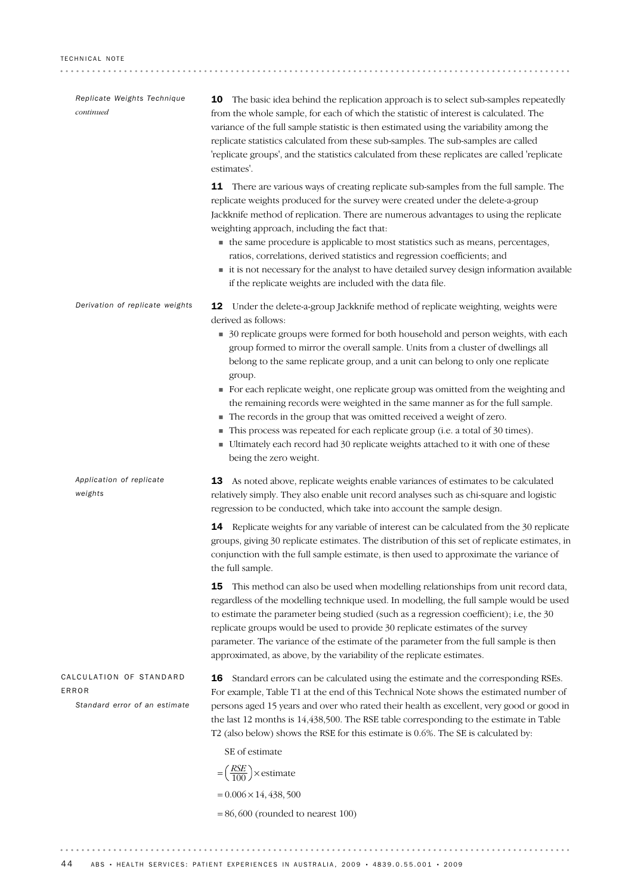### Replicate Weights Technique *continued*

**10** The basic idea behind the replication approach is to select sub-samples repeatedly from the whole sample, for each of which the statistic of interest is calculated. The variance of the full sample statistic is then estimated using the variability among the replicate statistics calculated from these sub-samples. The sub-samples are called 'replicate groups', and the statistics calculated from these replicates are called 'replicate estimates'.

**11** There are various ways of creating replicate sub-samples from the full sample. The replicate weights produced for the survey were created under the delete-a-group Jackknife method of replication. There are numerous advantages to using the replicate weighting approach, including the fact that:

- the same procedure is applicable to most statistics such as means, percentages, ratios, correlations, derived statistics and regression coefficients; and
- it is not necessary for the analyst to have detailed survey design information available if the replicate weights are included with the data file.

### Derivation of replicate weights

**12** Under the delete-a-group Jackknife method of replicate weighting, weights were derived as follows:

- 30 replicate groups were formed for both household and person weights, with each group formed to mirror the overall sample. Units from a cluster of dwellings all belong to the same replicate group, and a unit can belong to only one replicate group.
- For each replicate weight, one replicate group was omitted from the weighting and the remaining records were weighted in the same manner as for the full sample.
- The records in the group that was omitted received a weight of zero.
- This process was repeated for each replicate group (i.e. a total of 30 times).
- Ultimately each record had 30 replicate weights attached to it with one of these being the zero weight.

### Application of replicate weights

**13** As noted above, replicate weights enable variances of estimates to be calculated relatively simply. They also enable unit record analyses such as chi-square and logistic regression to be conducted, which take into account the sample design.

**14** Replicate weights for any variable of interest can be calculated from the 30 replicate groups, giving 30 replicate estimates. The distribution of this set of replicate estimates, in conjunction with the full sample estimate, is then used to approximate the variance of the full sample.

**15** This method can also be used when modelling relationships from unit record data, regardless of the modelling technique used. In modelling, the full sample would be used to estimate the parameter being studied (such as a regression coefficient); i.e, the 30 replicate groups would be used to provide 30 replicate estimates of the survey parameter. The variance of the estimate of the parameter from the full sample is then approximated, as above, by the variability of the replicate estimates.

## CALCULATION OF STANDARD ERROR

### Standard error of an estimate

**16** Standard errors can be calculated using the estimate and the corresponding RSEs. For example, Table T1 at the end of this Technical Note shows the estimated number of persons aged 15 years and over who rated their health as excellent, very good or good in the last 12 months is 14,438,500. The RSE table corresponding to the estimate in Table T2 (also below) shows the RSE for this estimate is 0.6%. The SE is calculated by:

SE of estimate

$$= \left(\frac{RSE}{100}\right) \times \text{estimate}$$

$$= 0.006 \times 14,438,500$$

$$= 86,600 \text{ (rounded to nearest 100)}$$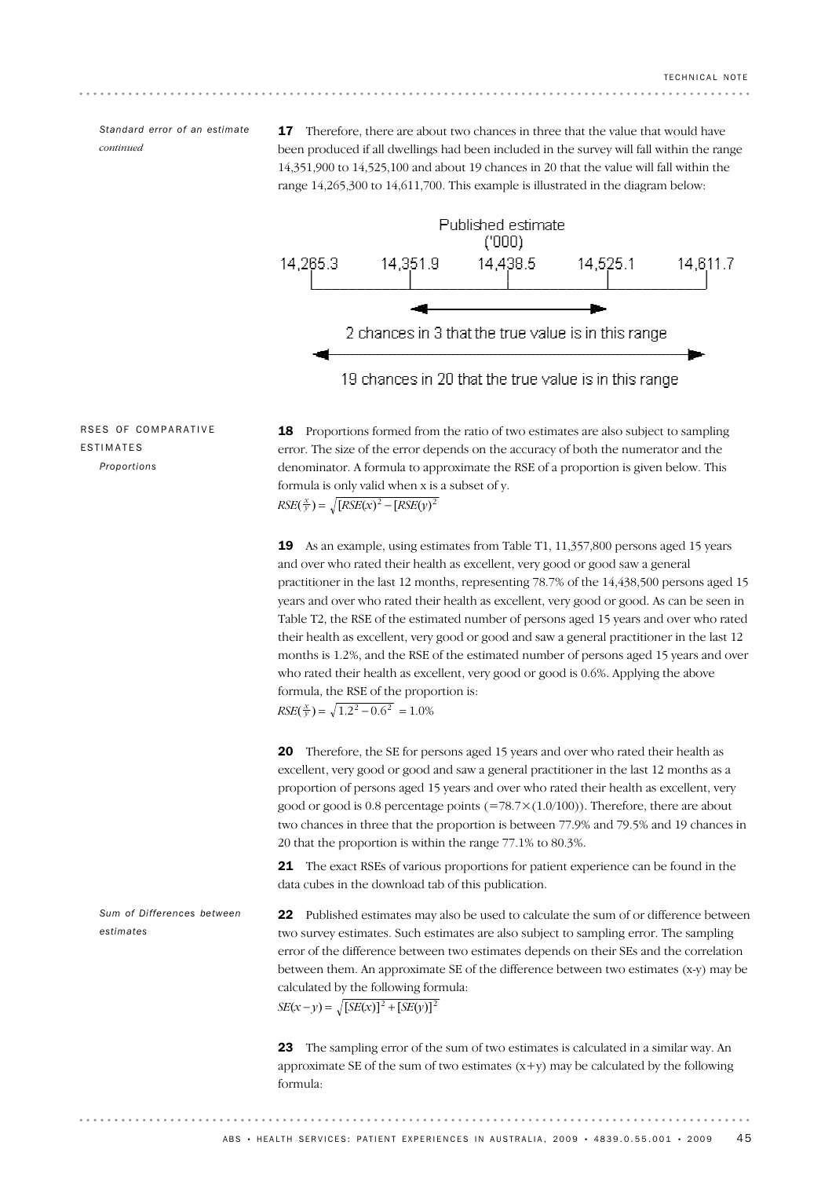*Standard error of an estimate continued*

**17** Therefore, there are about two chances in three that the value that would have been produced if all dwellings had been included in the survey will fall within the range 14,351,900 to 14,525,100 and about 19 chances in 20 that the value will fall within the range 14,265,300 to 14,611,700. This example is illustrated in the diagram below:

Published estimate ('000)

| 14,265.3 | 14,351.9 | 14,438.5 | 14,525.1 | 14,611.7 |
|---|---|---|---|---|

2 chances in 3 that the true value is in this range

19 chances in 20 that the true value is in this range

## RSES OF COMPARATIVE ESTIMATES

*Proportions*

**18** Proportions formed from the ratio of two estimates are also subject to sampling error. The size of the error depends on the accuracy of both the numerator and the denominator. A formula to approximate the RSE of a proportion is given below. This formula is only valid when x is a subset of y.

$$RSE(\tfrac{x}{y}) = \sqrt{[RSE(x)^2 - [RSE(y)^2}$$

**19** As an example, using estimates from Table T1, 11,357,800 persons aged 15 years and over who rated their health as excellent, very good or good saw a general practitioner in the last 12 months, representing 78.7% of the 14,438,500 persons aged 15 years and over who rated their health as excellent, very good or good. As can be seen in Table T2, the RSE of the estimated number of persons aged 15 years and over who rated their health as excellent, very good or good and saw a general practitioner in the last 12 months is 1.2%, and the RSE of the estimated number of persons aged 15 years and over who rated their health as excellent, very good or good is 0.6%. Applying the above formula, the RSE of the proportion is:

$$RSE(\tfrac{x}{y}) = \sqrt{1.2^2 - 0.6^2} = 1.0\%$$

**20** Therefore, the SE for persons aged 15 years and over who rated their health as excellent, very good or good and saw a general practitioner in the last 12 months as a proportion of persons aged 15 years and over who rated their health as excellent, very good or good is 0.8 percentage points (=78.7×(1.0/100)). Therefore, there are about two chances in three that the proportion is between 77.9% and 79.5% and 19 chances in 20 that the proportion is within the range 77.1% to 80.3%.

**21** The exact RSEs of various proportions for patient experience can be found in the data cubes in the download tab of this publication.

*Sum of Differences between estimates*

**22** Published estimates may also be used to calculate the sum of or difference between two survey estimates. Such estimates are also subject to sampling error. The sampling error of the difference between two estimates depends on their SEs and the correlation between them. An approximate SE of the difference between two estimates (x-y) may be calculated by the following formula:

$$SE(x-y) = \sqrt{[SE(x)]^2 + [SE(y)]^2}$$

**23** The sampling error of the sum of two estimates is calculated in a similar way. An approximate SE of the sum of two estimates (x+y) may be calculated by the following formula: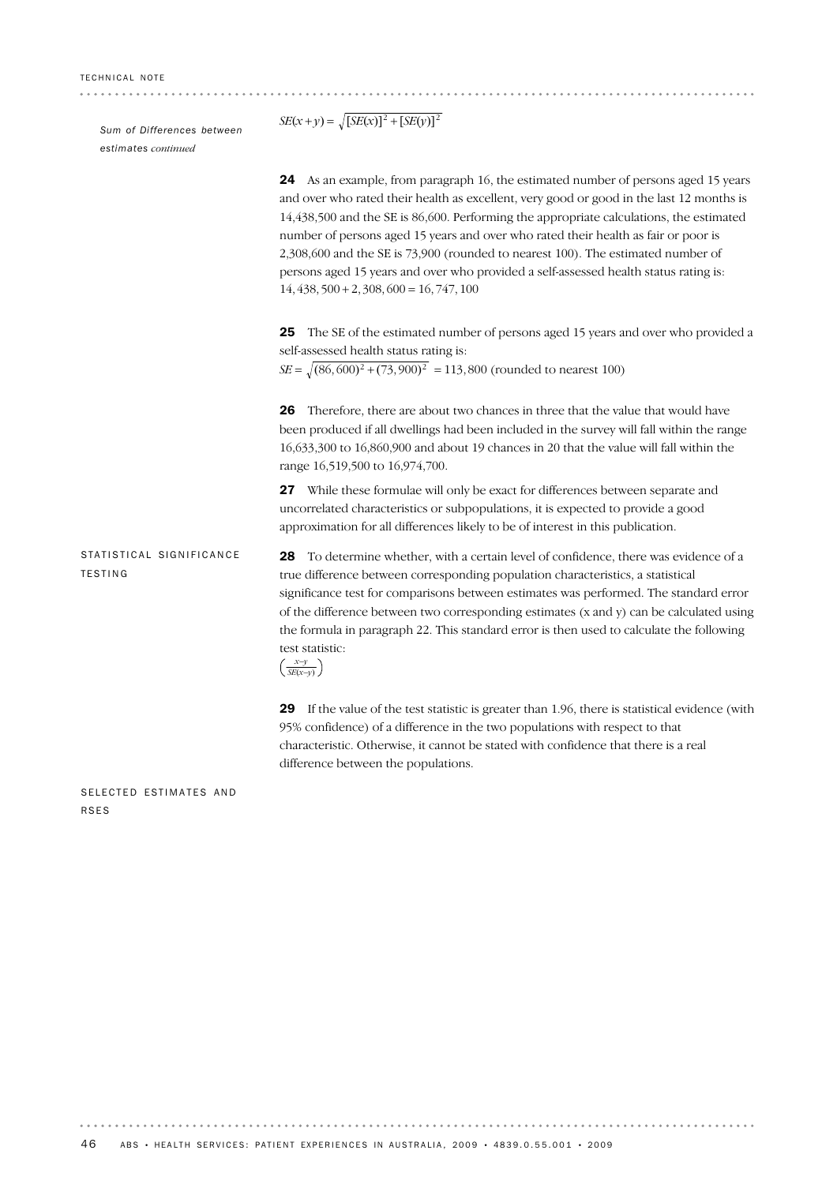*Sum of Differences between estimates continued*

$$SE(x+y) = \sqrt{[SE(x)]^2 + [SE(y)]^2}$$

**24** As an example, from paragraph 16, the estimated number of persons aged 15 years and over who rated their health as excellent, very good or good in the last 12 months is 14,438,500 and the SE is 86,600. Performing the appropriate calculations, the estimated number of persons aged 15 years and over who rated their health as fair or poor is 2,308,600 and the SE is 73,900 (rounded to nearest 100). The estimated number of persons aged 15 years and over who provided a self-assessed health status rating is: $14,438,500 + 2,308,600 = 16,747,100$

**25** The SE of the estimated number of persons aged 15 years and over who provided a self-assessed health status rating is:
$SE = \sqrt{(86,600)^2 + (73,900)^2} = 113,800$ (rounded to nearest 100)

**26** Therefore, there are about two chances in three that the value that would have been produced if all dwellings had been included in the survey will fall within the range 16,633,300 to 16,860,900 and about 19 chances in 20 that the value will fall within the range 16,519,500 to 16,974,700.

**27** While these formulae will only be exact for differences between separate and uncorrelated characteristics or subpopulations, it is expected to provide a good approximation for all differences likely to be of interest in this publication.

## STATISTICAL SIGNIFICANCE TESTING

**28** To determine whether, with a certain level of confidence, there was evidence of a true difference between corresponding population characteristics, a statistical significance test for comparisons between estimates was performed. The standard error of the difference between two corresponding estimates (x and y) can be calculated using the formula in paragraph 22. This standard error is then used to calculate the following test statistic:

$$\left(\frac{x-y}{SE(x-y)}\right)$$

**29** If the value of the test statistic is greater than 1.96, there is statistical evidence (with 95% confidence) of a difference in the two populations with respect to that characteristic. Otherwise, it cannot be stated with confidence that there is a real difference between the populations.

## SELECTED ESTIMATES AND RSES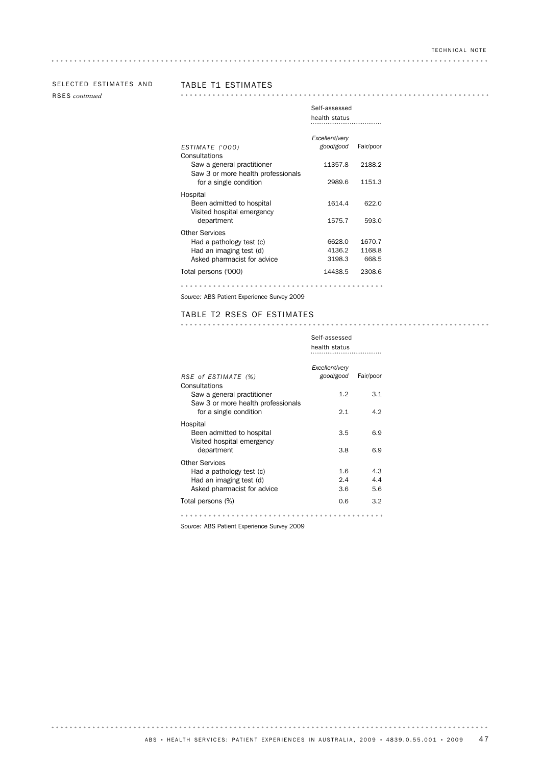SELECTED ESTIMATES AND RSES *continued*

## TABLE T1 ESTIMATES

| | Self-assessed health status | |
|---|---|---|
| ESTIMATE ('000) | *Excellent/very good/good* | Fair/poor |
| **Consultations** | | |
| Saw a general practitioner | 11357.8 | 2188.2 |
| Saw 3 or more health professionals for a single condition | 2989.6 | 1151.3 |
| **Hospital** | | |
| Been admitted to hospital | 1614.4 | 622.0 |
| Visited hospital emergency department | 1575.7 | 593.0 |
| **Other Services** | | |
| Had a pathology test (c) | 6628.0 | 1670.7 |
| Had an imaging test (d) | 4136.2 | 1168.8 |
| Asked pharmacist for advice | 3198.3 | 668.5 |
| Total persons ('000) | 14438.5 | 2308.6 |

*Source:* ABS Patient Experience Survey 2009

## TABLE T2 RSES OF ESTIMATES

| | Self-assessed health status | |
|---|---|---|
| RSE of ESTIMATE (%) | *Excellent/very good/good* | Fair/poor |
| **Consultations** | | |
| Saw a general practitioner | 1.2 | 3.1 |
| Saw 3 or more health professionals for a single condition | 2.1 | 4.2 |
| **Hospital** | | |
| Been admitted to hospital | 3.5 | 6.9 |
| Visited hospital emergency department | 3.8 | 6.9 |
| **Other Services** | | |
| Had a pathology test (c) | 1.6 | 4.3 |
| Had an imaging test (d) | 2.4 | 4.4 |
| Asked pharmacist for advice | 3.6 | 5.6 |
| Total persons (%) | 0.6 | 3.2 |

*Source:* ABS Patient Experience Survey 2009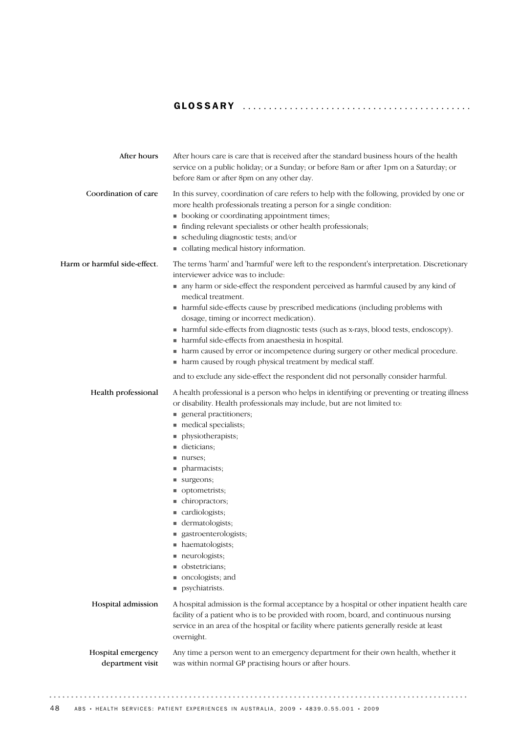# GLOSSARY

**After hours**

After hours care is care that is received after the standard business hours of the health service on a public holiday; or a Sunday; or before 8am or after 1pm on a Saturday; or before 8am or after 8pm on any other day.

**Coordination of care**

In this survey, coordination of care refers to help with the following, provided by one or more health professionals treating a person for a single condition:

- booking or coordinating appointment times;
- finding relevant specialists or other health professionals;
- scheduling diagnostic tests; and/or
- collating medical history information.

**Harm or harmful side-effect.**

The terms 'harm' and 'harmful' were left to the respondent's interpretation. Discretionary interviewer advice was to include:

- any harm or side-effect the respondent perceived as harmful caused by any kind of medical treatment.
- harmful side-effects cause by prescribed medications (including problems with dosage, timing or incorrect medication).
- harmful side-effects from diagnostic tests (such as x-rays, blood tests, endoscopy).
- harmful side-effects from anaesthesia in hospital.
- harm caused by error or incompetence during surgery or other medical procedure.
- harm caused by rough physical treatment by medical staff.

and to exclude any side-effect the respondent did not personally consider harmful.

**Health professional**

A health professional is a person who helps in identifying or preventing or treating illness or disability. Health professionals may include, but are not limited to:

- general practitioners;
- medical specialists;
- physiotherapists;
- dieticians;
- nurses;
- pharmacists;
- surgeons;
- optometrists;
- chiropractors;
- cardiologists;
- dermatologists;
- gastroenterologists;
- haematologists;
- neurologists;
- obstetricians;
- oncologists; and
- psychiatrists.

**Hospital admission**

A hospital admission is the formal acceptance by a hospital or other inpatient health care facility of a patient who is to be provided with room, board, and continuous nursing service in an area of the hospital or facility where patients generally reside at least overnight.

**Hospital emergency department visit**

Any time a person went to an emergency department for their own health, whether it was within normal GP practising hours or after hours.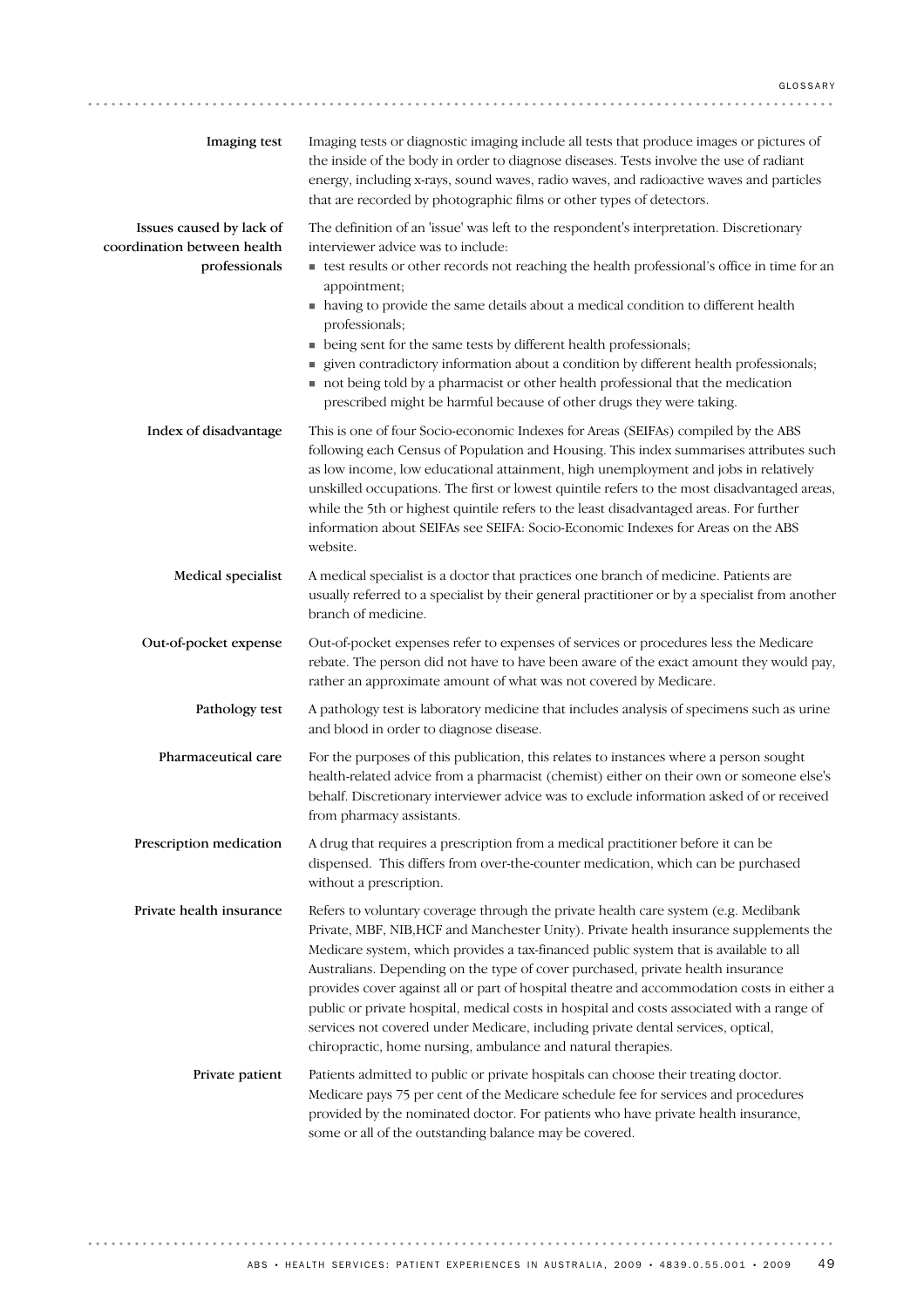**Imaging test**

Imaging tests or diagnostic imaging include all tests that produce images or pictures of the inside of the body in order to diagnose diseases. Tests involve the use of radiant energy, including x-rays, sound waves, radio waves, and radioactive waves and particles that are recorded by photographic films or other types of detectors.

**Issues caused by lack of coordination between health professionals**

The definition of an 'issue' was left to the respondent's interpretation. Discretionary interviewer advice was to include:

- test results or other records not reaching the health professional's office in time for an appointment;
- having to provide the same details about a medical condition to different health professionals;
- being sent for the same tests by different health professionals;
- given contradictory information about a condition by different health professionals;
- not being told by a pharmacist or other health professional that the medication prescribed might be harmful because of other drugs they were taking.

**Index of disadvantage**

This is one of four Socio-economic Indexes for Areas (SEIFAs) compiled by the ABS following each Census of Population and Housing. This index summarises attributes such as low income, low educational attainment, high unemployment and jobs in relatively unskilled occupations. The first or lowest quintile refers to the most disadvantaged areas, while the 5th or highest quintile refers to the least disadvantaged areas. For further information about SEIFAs see SEIFA: Socio-Economic Indexes for Areas on the ABS website.

**Medical specialist**

A medical specialist is a doctor that practices one branch of medicine. Patients are usually referred to a specialist by their general practitioner or by a specialist from another branch of medicine.

**Out-of-pocket expense**

Out-of-pocket expenses refer to expenses of services or procedures less the Medicare rebate. The person did not have to have been aware of the exact amount they would pay, rather an approximate amount of what was not covered by Medicare.

**Pathology test**

A pathology test is laboratory medicine that includes analysis of specimens such as urine and blood in order to diagnose disease.

**Pharmaceutical care**

For the purposes of this publication, this relates to instances where a person sought health-related advice from a pharmacist (chemist) either on their own or someone else's behalf. Discretionary interviewer advice was to exclude information asked of or received from pharmacy assistants.

**Prescription medication**

A drug that requires a prescription from a medical practitioner before it can be dispensed. This differs from over-the-counter medication, which can be purchased without a prescription.

**Private health insurance**

Refers to voluntary coverage through the private health care system (e.g. Medibank Private, MBF, NIB,HCF and Manchester Unity). Private health insurance supplements the Medicare system, which provides a tax-financed public system that is available to all Australians. Depending on the type of cover purchased, private health insurance provides cover against all or part of hospital theatre and accommodation costs in either a public or private hospital, medical costs in hospital and costs associated with a range of services not covered under Medicare, including private dental services, optical, chiropractic, home nursing, ambulance and natural therapies.

**Private patient**

Patients admitted to public or private hospitals can choose their treating doctor. Medicare pays 75 per cent of the Medicare schedule fee for services and procedures provided by the nominated doctor. For patients who have private health insurance, some or all of the outstanding balance may be covered.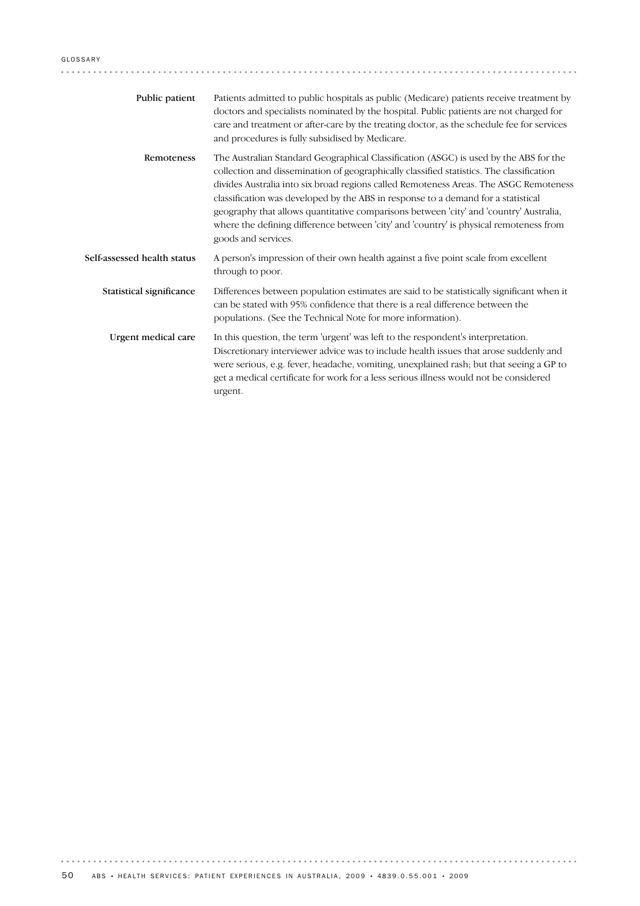**Public patient**

Patients admitted to public hospitals as public (Medicare) patients receive treatment by doctors and specialists nominated by the hospital. Public patients are not charged for care and treatment or after-care by the treating doctor, as the schedule fee for services and procedures is fully subsidised by Medicare.

**Remoteness**

The Australian Standard Geographical Classification (ASGC) is used by the ABS for the collection and dissemination of geographically classified statistics. The classification divides Australia into six broad regions called Remoteness Areas. The ASGC Remoteness classification was developed by the ABS in response to a demand for a statistical geography that allows quantitative comparisons between 'city' and 'country' Australia, where the defining difference between 'city' and 'country' is physical remoteness from goods and services.

**Self-assessed health status**

A person's impression of their own health against a five point scale from excellent through to poor.

**Statistical significance**

Differences between population estimates are said to be statistically significant when it can be stated with 95% confidence that there is a real difference between the populations. (See the Technical Note for more information).

**Urgent medical care**

In this question, the term 'urgent' was left to the respondent's interpretation. Discretionary interviewer advice was to include health issues that arose suddenly and were serious, e.g. fever, headache, vomiting, unexplained rash; but that seeing a GP to get a medical certificate for work for a less serious illness would not be considered urgent.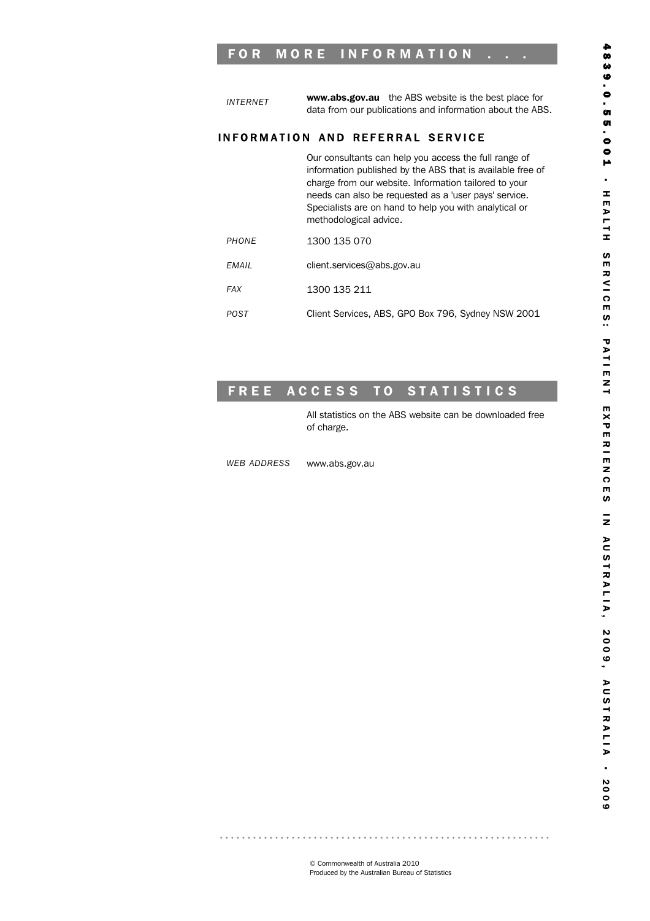## FOR MORE INFORMATION . . .

*INTERNET* **www.abs.gov.au** the ABS website is the best place for data from our publications and information about the ABS.

### INFORMATION AND REFERRAL SERVICE

Our consultants can help you access the full range of information published by the ABS that is available free of charge from our website. Information tailored to your needs can also be requested as a 'user pays' service. Specialists are on hand to help you with analytical or methodological advice.

| | |
|---|---|
| *PHONE* | 1300 135 070 |
| *EMAIL* | client.services@abs.gov.au |
| *FAX* | 1300 135 211 |
| *POST* | Client Services, ABS, GPO Box 796, Sydney NSW 2001 |

## FREE ACCESS TO STATISTICS

All statistics on the ABS website can be downloaded free of charge.

*WEB ADDRESS* www.abs.gov.au

© Commonwealth of Australia 2010
Produced by the Australian Bureau of Statistics